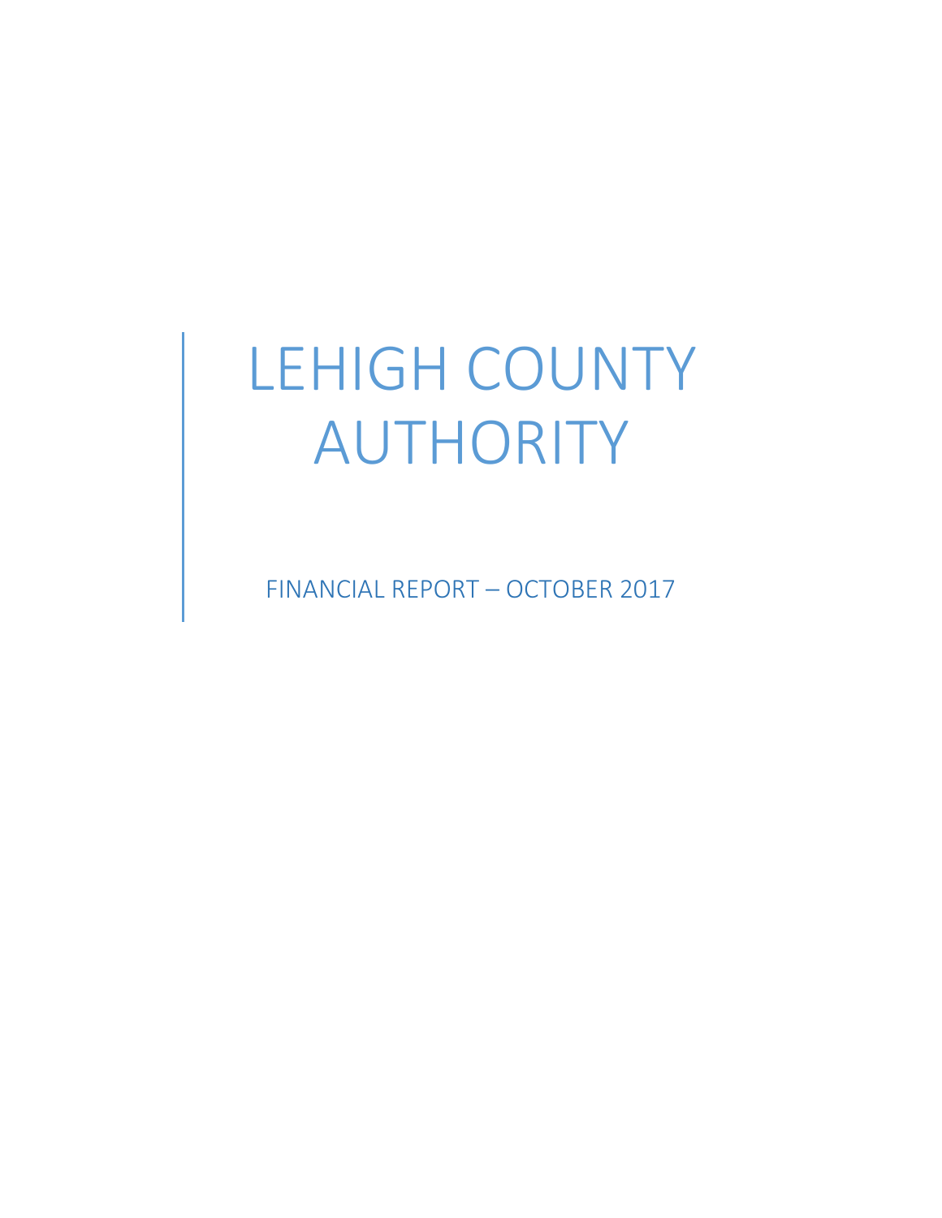# LEHIGH COUNTY AUTHORITY

FINANCIAL REPORT – OCTOBER 2017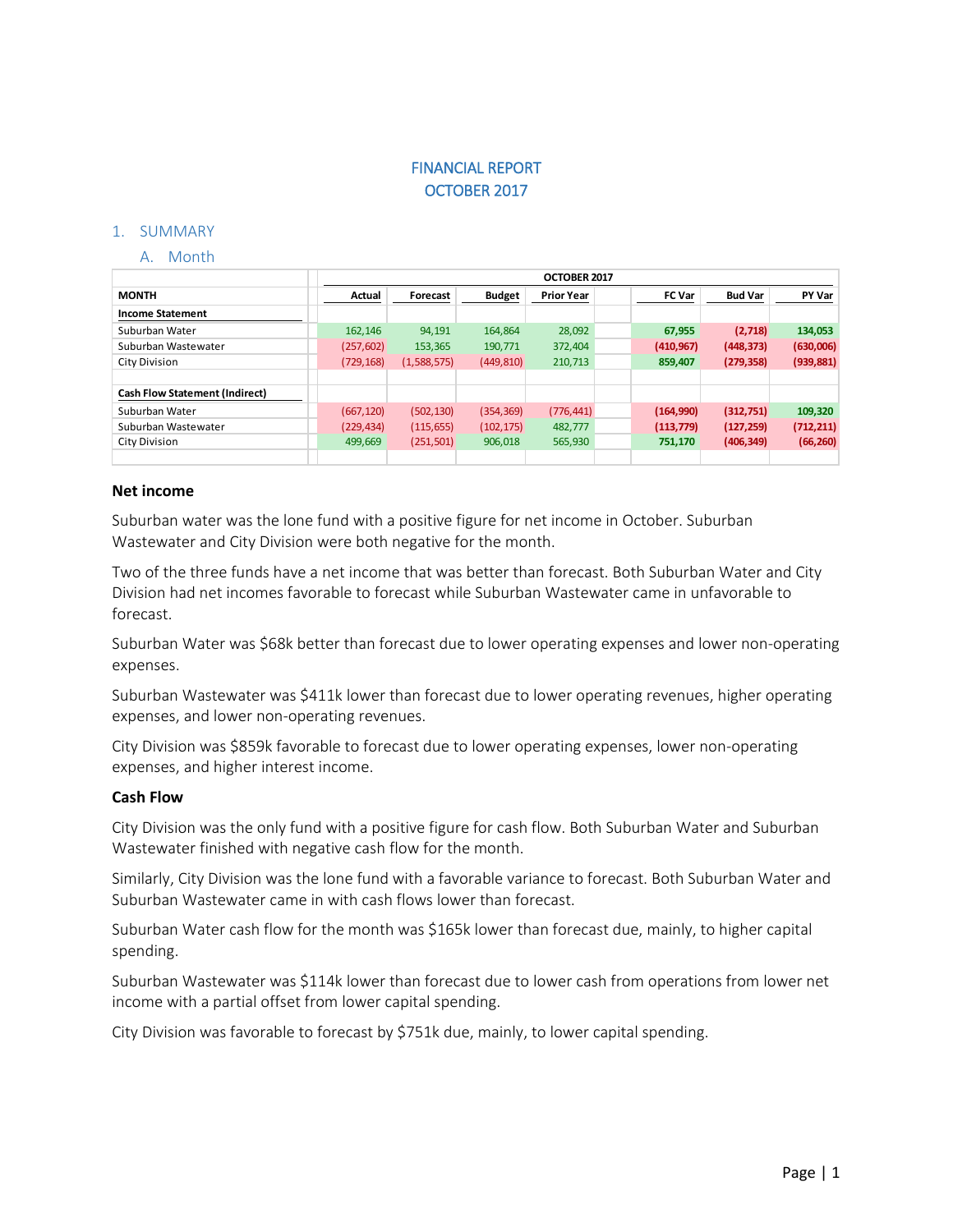# FINANCIAL REPORT
# OCTOBER 2017

## 1. SUMMARY

### A. Month

| MONTH | Actual | Forecast | Budget | Prior Year | FC Var | Bud Var | PY Var |
|---|---|---|---|---|---|---|---|
| | OCTOBER 2017 | | | | | | |
| **Income Statement** | | | | | | | |
| Suburban Water | 162,146 | 94,191 | 164,864 | 28,092 | **67,955** | **(2,718)** | **134,053** |
| Suburban Wastewater | (257,602) | 153,365 | 190,771 | 372,404 | **(410,967)** | **(448,373)** | **(630,006)** |
| City Division | (729,168) | (1,588,575) | (449,810) | 210,713 | **859,407** | **(279,358)** | **(939,881)** |
| | | | | | | | |
| **Cash Flow Statement (Indirect)** | | | | | | | |
| Suburban Water | (667,120) | (502,130) | (354,369) | (776,441) | **(164,990)** | **(312,751)** | **109,320** |
| Suburban Wastewater | (229,434) | (115,655) | (102,175) | 482,777 | **(113,779)** | **(127,259)** | **(712,211)** |
| City Division | 499,669 | (251,501) | 906,018 | 565,930 | **751,170** | **(406,349)** | **(66,260)** |

**Net income**

Suburban water was the lone fund with a positive figure for net income in October. Suburban Wastewater and City Division were both negative for the month.

Two of the three funds have a net income that was better than forecast. Both Suburban Water and City Division had net incomes favorable to forecast while Suburban Wastewater came in unfavorable to forecast.

Suburban Water was $68k better than forecast due to lower operating expenses and lower non-operating expenses.

Suburban Wastewater was $411k lower than forecast due to lower operating revenues, higher operating expenses, and lower non-operating revenues.

City Division was $859k favorable to forecast due to lower operating expenses, lower non-operating expenses, and higher interest income.

**Cash Flow**

City Division was the only fund with a positive figure for cash flow. Both Suburban Water and Suburban Wastewater finished with negative cash flow for the month.

Similarly, City Division was the lone fund with a favorable variance to forecast. Both Suburban Water and Suburban Wastewater came in with cash flows lower than forecast.

Suburban Water cash flow for the month was $165k lower than forecast due, mainly, to higher capital spending.

Suburban Wastewater was $114k lower than forecast due to lower cash from operations from lower net income with a partial offset from lower capital spending.

City Division was favorable to forecast by $751k due, mainly, to lower capital spending.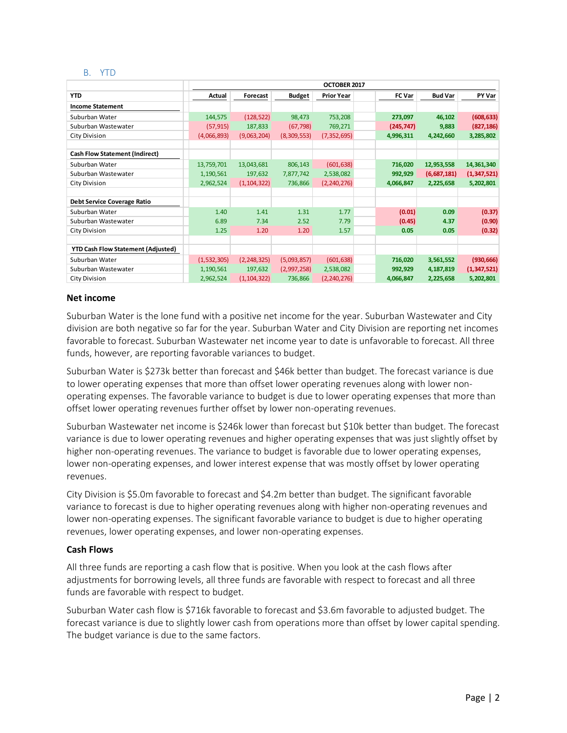## B. YTD

| | OCTOBER 2017 | | | | | | |
|---|---|---|---|---|---|---|---|
| **YTD** | **Actual** | **Forecast** | **Budget** | **Prior Year** | **FC Var** | **Bud Var** | **PY Var** |
| **Income Statement** | | | | | | | |
| Suburban Water | 144,575 | (128,522) | 98,473 | 753,208 | 273,097 | 46,102 | (608,633) |
| Suburban Wastewater | (57,915) | 187,833 | (67,798) | 769,271 | (245,747) | 9,883 | (827,186) |
| City Division | (4,066,893) | (9,063,204) | (8,309,553) | (7,352,695) | 4,996,311 | 4,242,660 | 3,285,802 |
| | | | | | | | |
| **Cash Flow Statement (Indirect)** | | | | | | | |
| Suburban Water | 13,759,701 | 13,043,681 | 806,143 | (601,638) | 716,020 | 12,953,558 | 14,361,340 |
| Suburban Wastewater | 1,190,561 | 197,632 | 7,877,742 | 2,538,082 | 992,929 | (6,687,181) | (1,347,521) |
| City Division | 2,962,524 | (1,104,322) | 736,866 | (2,240,276) | 4,066,847 | 2,225,658 | 5,202,801 |
| | | | | | | | |
| **Debt Service Coverage Ratio** | | | | | | | |
| Suburban Water | 1.40 | 1.41 | 1.31 | 1.77 | (0.01) | 0.09 | (0.37) |
| Suburban Wastewater | 6.89 | 7.34 | 2.52 | 7.79 | (0.45) | 4.37 | (0.90) |
| City Division | 1.25 | 1.20 | 1.20 | 1.57 | 0.05 | 0.05 | (0.32) |
| | | | | | | | |
| **YTD Cash Flow Statement (Adjusted)** | | | | | | | |
| Suburban Water | (1,532,305) | (2,248,325) | (5,093,857) | (601,638) | 716,020 | 3,561,552 | (930,666) |
| Suburban Wastewater | 1,190,561 | 197,632 | (2,997,258) | 2,538,082 | 992,929 | 4,187,819 | (1,347,521) |
| City Division | 2,962,524 | (1,104,322) | 736,866 | (2,240,276) | 4,066,847 | 2,225,658 | 5,202,801 |

**Net income**

Suburban Water is the lone fund with a positive net income for the year. Suburban Wastewater and City division are both negative so far for the year. Suburban Water and City Division are reporting net incomes favorable to forecast. Suburban Wastewater net income year to date is unfavorable to forecast. All three funds, however, are reporting favorable variances to budget.

Suburban Water is $273k better than forecast and $46k better than budget. The forecast variance is due to lower operating expenses that more than offset lower operating revenues along with lower non-operating expenses. The favorable variance to budget is due to lower operating expenses that more than offset lower operating revenues further offset by lower non-operating revenues.

Suburban Wastewater net income is $246k lower than forecast but $10k better than budget. The forecast variance is due to lower operating revenues and higher operating expenses that was just slightly offset by higher non-operating revenues. The variance to budget is favorable due to lower operating expenses, lower non-operating expenses, and lower interest expense that was mostly offset by lower operating revenues.

City Division is $5.0m favorable to forecast and $4.2m better than budget. The significant favorable variance to forecast is due to higher operating revenues along with higher non-operating revenues and lower non-operating expenses. The significant favorable variance to budget is due to higher operating revenues, lower operating expenses, and lower non-operating expenses.

**Cash Flows**

All three funds are reporting a cash flow that is positive. When you look at the cash flows after adjustments for borrowing levels, all three funds are favorable with respect to forecast and all three funds are favorable with respect to budget.

Suburban Water cash flow is $716k favorable to forecast and $3.6m favorable to adjusted budget. The forecast variance is due to slightly lower cash from operations more than offset by lower capital spending. The budget variance is due to the same factors.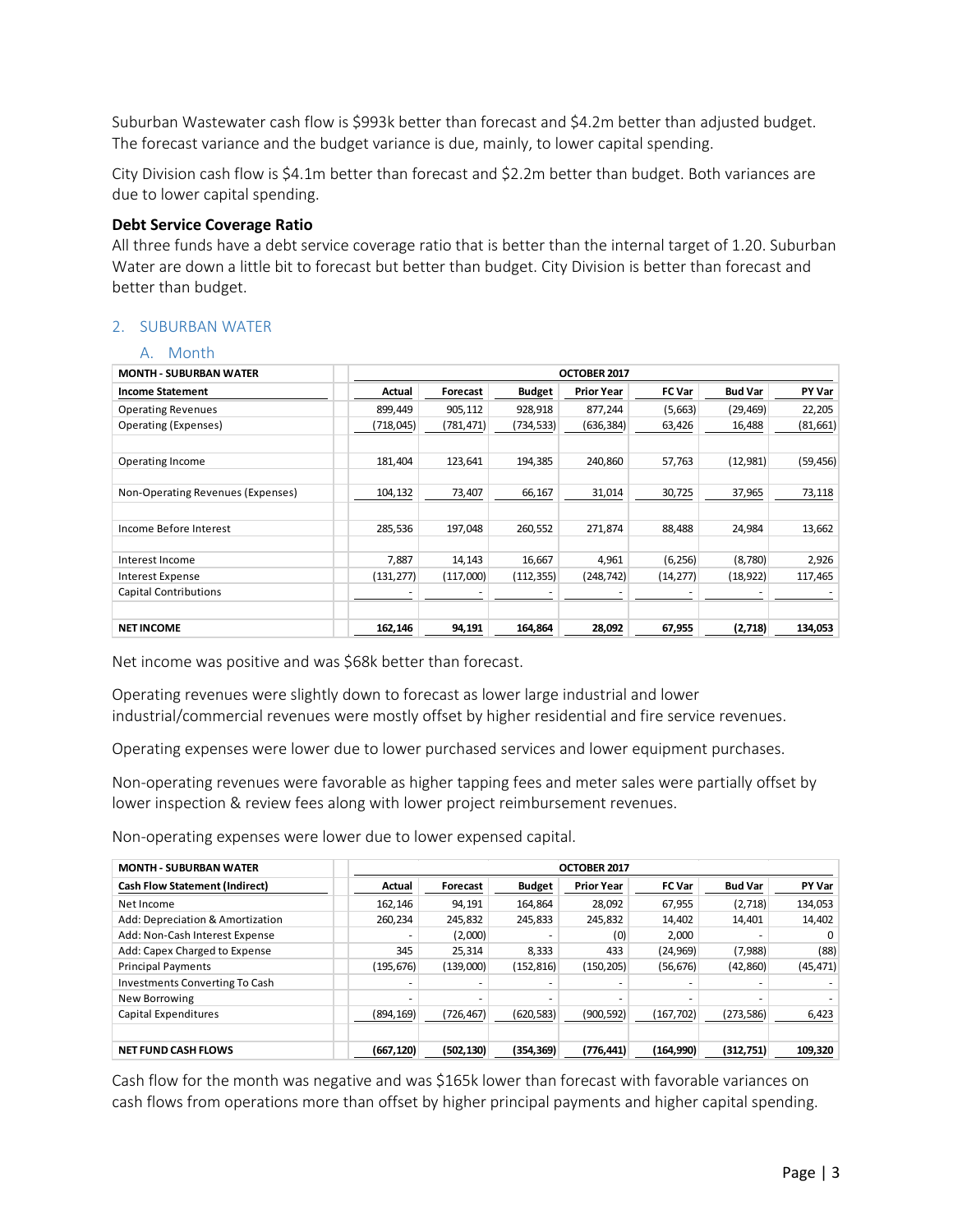Suburban Wastewater cash flow is $993k better than forecast and $4.2m better than adjusted budget. The forecast variance and the budget variance is due, mainly, to lower capital spending.

City Division cash flow is $4.1m better than forecast and $2.2m better than budget. Both variances are due to lower capital spending.

**Debt Service Coverage Ratio**

All three funds have a debt service coverage ratio that is better than the internal target of 1.20. Suburban Water are down a little bit to forecast but better than budget. City Division is better than forecast and better than budget.

## 2. SUBURBAN WATER

### A. Month

| MONTH - SUBURBAN WATER | OCTOBER 2017 | | | | | | |
|---|---|---|---|---|---|---|---|
| **Income Statement** | **Actual** | **Forecast** | **Budget** | **Prior Year** | **FC Var** | **Bud Var** | **PY Var** |
| Operating Revenues | 899,449 | 905,112 | 928,918 | 877,244 | (5,663) | (29,469) | 22,205 |
| Operating (Expenses) | (718,045) | (781,471) | (734,533) | (636,384) | 63,426 | 16,488 | (81,661) |
| Operating Income | 181,404 | 123,641 | 194,385 | 240,860 | 57,763 | (12,981) | (59,456) |
| Non-Operating Revenues (Expenses) | 104,132 | 73,407 | 66,167 | 31,014 | 30,725 | 37,965 | 73,118 |
| Income Before Interest | 285,536 | 197,048 | 260,552 | 271,874 | 88,488 | 24,984 | 13,662 |
| Interest Income | 7,887 | 14,143 | 16,667 | 4,961 | (6,256) | (8,780) | 2,926 |
| Interest Expense | (131,277) | (117,000) | (112,355) | (248,742) | (14,277) | (18,922) | 117,465 |
| Capital Contributions | - | - | - | - | - | - | - |
| **NET INCOME** | **162,146** | **94,191** | **164,864** | **28,092** | **67,955** | **(2,718)** | **134,053** |

Net income was positive and was $68k better than forecast.

Operating revenues were slightly down to forecast as lower large industrial and lower industrial/commercial revenues were mostly offset by higher residential and fire service revenues.

Operating expenses were lower due to lower purchased services and lower equipment purchases.

Non-operating revenues were favorable as higher tapping fees and meter sales were partially offset by lower inspection & review fees along with lower project reimbursement revenues.

Non-operating expenses were lower due to lower expensed capital.

| MONTH - SUBURBAN WATER | OCTOBER 2017 | | | | | | |
|---|---|---|---|---|---|---|---|
| **Cash Flow Statement (Indirect)** | **Actual** | **Forecast** | **Budget** | **Prior Year** | **FC Var** | **Bud Var** | **PY Var** |
| Net Income | 162,146 | 94,191 | 164,864 | 28,092 | 67,955 | (2,718) | 134,053 |
| Add: Depreciation & Amortization | 260,234 | 245,832 | 245,833 | 245,832 | 14,402 | 14,401 | 14,402 |
| Add: Non-Cash Interest Expense | - | (2,000) | - | (0) | 2,000 | - | 0 |
| Add: Capex Charged to Expense | 345 | 25,314 | 8,333 | 433 | (24,969) | (7,988) | (88) |
| Principal Payments | (195,676) | (139,000) | (152,816) | (150,205) | (56,676) | (42,860) | (45,471) |
| Investments Converting To Cash | - | - | - | - | - | - | - |
| New Borrowing | - | - | - | - | - | - | - |
| Capital Expenditures | (894,169) | (726,467) | (620,583) | (900,592) | (167,702) | (273,586) | 6,423 |
| **NET FUND CASH FLOWS** | **(667,120)** | **(502,130)** | **(354,369)** | **(776,441)** | **(164,990)** | **(312,751)** | **109,320** |

Cash flow for the month was negative and was $165k lower than forecast with favorable variances on cash flows from operations more than offset by higher principal payments and higher capital spending.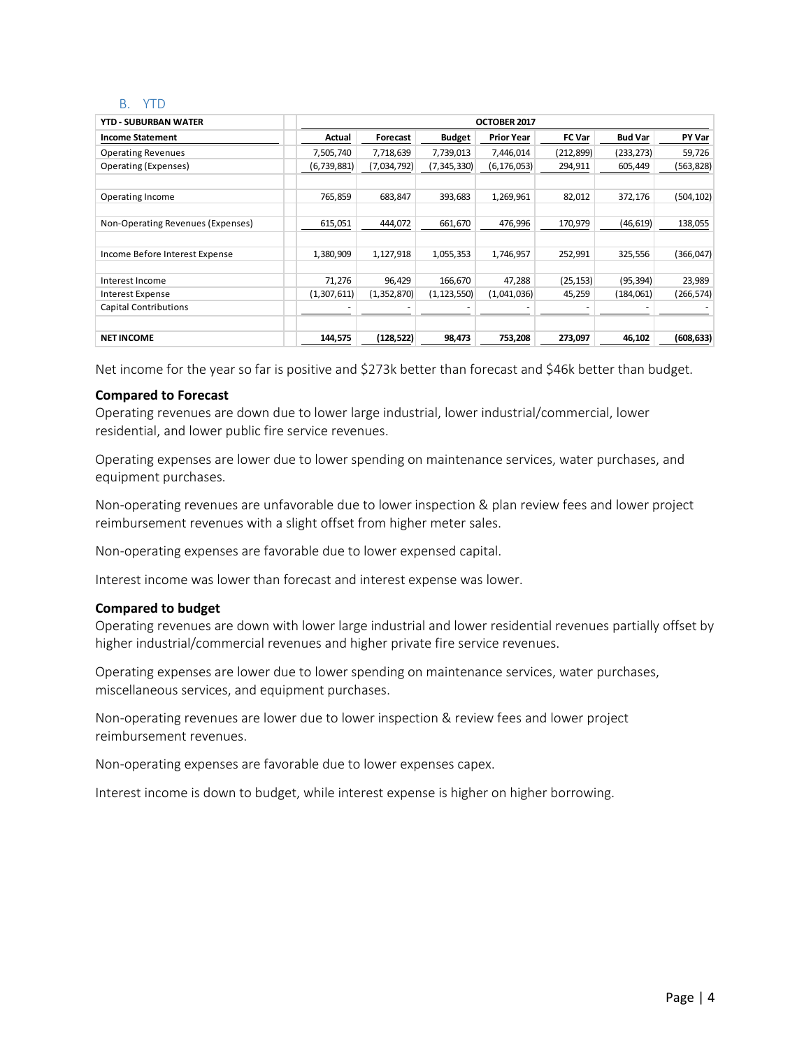## B. YTD

| YTD - SUBURBAN WATER | OCTOBER 2017 | | | | | | |
|---|---|---|---|---|---|---|---|
| **Income Statement** | **Actual** | **Forecast** | **Budget** | **Prior Year** | **FC Var** | **Bud Var** | **PY Var** |
| Operating Revenues | 7,505,740 | 7,718,639 | 7,739,013 | 7,446,014 | (212,899) | (233,273) | 59,726 |
| Operating (Expenses) | (6,739,881) | (7,034,792) | (7,345,330) | (6,176,053) | 294,911 | 605,449 | (563,828) |
| | | | | | | | |
| Operating Income | 765,859 | 683,847 | 393,683 | 1,269,961 | 82,012 | 372,176 | (504,102) |
| | | | | | | | |
| Non-Operating Revenues (Expenses) | 615,051 | 444,072 | 661,670 | 476,996 | 170,979 | (46,619) | 138,055 |
| | | | | | | | |
| Income Before Interest Expense | 1,380,909 | 1,127,918 | 1,055,353 | 1,746,957 | 252,991 | 325,556 | (366,047) |
| | | | | | | | |
| Interest Income | 71,276 | 96,429 | 166,670 | 47,288 | (25,153) | (95,394) | 23,989 |
| Interest Expense | (1,307,611) | (1,352,870) | (1,123,550) | (1,041,036) | 45,259 | (184,061) | (266,574) |
| Capital Contributions | - | - | - | - | - | - | - |
| | | | | | | | |
| **NET INCOME** | **144,575** | **(128,522)** | **98,473** | **753,208** | **273,097** | **46,102** | **(608,633)** |

Net income for the year so far is positive and $273k better than forecast and $46k better than budget.

**Compared to Forecast**

Operating revenues are down due to lower large industrial, lower industrial/commercial, lower residential, and lower public fire service revenues.

Operating expenses are lower due to lower spending on maintenance services, water purchases, and equipment purchases.

Non-operating revenues are unfavorable due to lower inspection & plan review fees and lower project reimbursement revenues with a slight offset from higher meter sales.

Non-operating expenses are favorable due to lower expensed capital.

Interest income was lower than forecast and interest expense was lower.

**Compared to budget**

Operating revenues are down with lower large industrial and lower residential revenues partially offset by higher industrial/commercial revenues and higher private fire service revenues.

Operating expenses are lower due to lower spending on maintenance services, water purchases, miscellaneous services, and equipment purchases.

Non-operating revenues are lower due to lower inspection & review fees and lower project reimbursement revenues.

Non-operating expenses are favorable due to lower expenses capex.

Interest income is down to budget, while interest expense is higher on higher borrowing.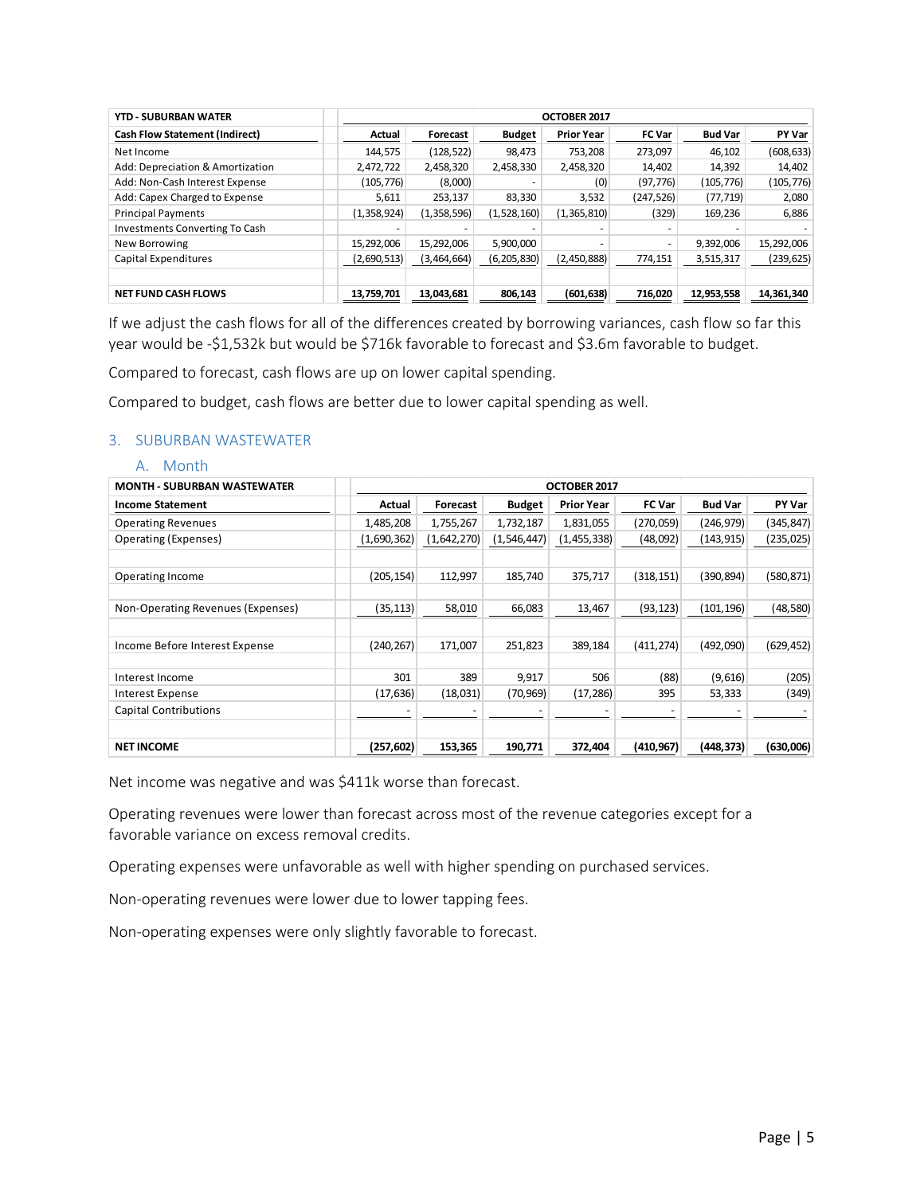| YTD - SUBURBAN WATER | OCTOBER 2017 | | | | | | |
|---|---|---|---|---|---|---|---|
| Cash Flow Statement (Indirect) | Actual | Forecast | Budget | Prior Year | FC Var | Bud Var | PY Var |
| Net Income | 144,575 | (128,522) | 98,473 | 753,208 | 273,097 | 46,102 | (608,633) |
| Add: Depreciation & Amortization | 2,472,722 | 2,458,320 | 2,458,330 | 2,458,320 | 14,402 | 14,392 | 14,402 |
| Add: Non-Cash Interest Expense | (105,776) | (8,000) | - | (0) | (97,776) | (105,776) | (105,776) |
| Add: Capex Charged to Expense | 5,611 | 253,137 | 83,330 | 3,532 | (247,526) | (77,719) | 2,080 |
| Principal Payments | (1,358,924) | (1,358,596) | (1,528,160) | (1,365,810) | (329) | 169,236 | 6,886 |
| Investments Converting To Cash | - | - | - | - | - | - | - |
| New Borrowing | 15,292,006 | 15,292,006 | 5,900,000 | - | - | 9,392,006 | 15,292,006 |
| Capital Expenditures | (2,690,513) | (3,464,664) | (6,205,830) | (2,450,888) | 774,151 | 3,515,317 | (239,625) |
| | | | | | | | |
| **NET FUND CASH FLOWS** | **13,759,701** | **13,043,681** | **806,143** | **(601,638)** | **716,020** | **12,953,558** | **14,361,340** |

If we adjust the cash flows for all of the differences created by borrowing variances, cash flow so far this year would be -$1,532k but would be $716k favorable to forecast and $3.6m favorable to budget.

Compared to forecast, cash flows are up on lower capital spending.

Compared to budget, cash flows are better due to lower capital spending as well.

## 3. SUBURBAN WASTEWATER

### A. Month

| MONTH - SUBURBAN WASTEWATER | OCTOBER 2017 | | | | | | |
|---|---|---|---|---|---|---|---|
| Income Statement | Actual | Forecast | Budget | Prior Year | FC Var | Bud Var | PY Var |
| Operating Revenues | 1,485,208 | 1,755,267 | 1,732,187 | 1,831,055 | (270,059) | (246,979) | (345,847) |
| Operating (Expenses) | (1,690,362) | (1,642,270) | (1,546,447) | (1,455,338) | (48,092) | (143,915) | (235,025) |
| | | | | | | | |
| Operating Income | (205,154) | 112,997 | 185,740 | 375,717 | (318,151) | (390,894) | (580,871) |
| | | | | | | | |
| Non-Operating Revenues (Expenses) | (35,113) | 58,010 | 66,083 | 13,467 | (93,123) | (101,196) | (48,580) |
| | | | | | | | |
| Income Before Interest Expense | (240,267) | 171,007 | 251,823 | 389,184 | (411,274) | (492,090) | (629,452) |
| | | | | | | | |
| Interest Income | 301 | 389 | 9,917 | 506 | (88) | (9,616) | (205) |
| Interest Expense | (17,636) | (18,031) | (70,969) | (17,286) | 395 | 53,333 | (349) |
| Capital Contributions | - | - | - | - | - | - | - |
| | | | | | | | |
| **NET INCOME** | **(257,602)** | **153,365** | **190,771** | **372,404** | **(410,967)** | **(448,373)** | **(630,006)** |

Net income was negative and was $411k worse than forecast.

Operating revenues were lower than forecast across most of the revenue categories except for a favorable variance on excess removal credits.

Operating expenses were unfavorable as well with higher spending on purchased services.

Non-operating revenues were lower due to lower tapping fees.

Non-operating expenses were only slightly favorable to forecast.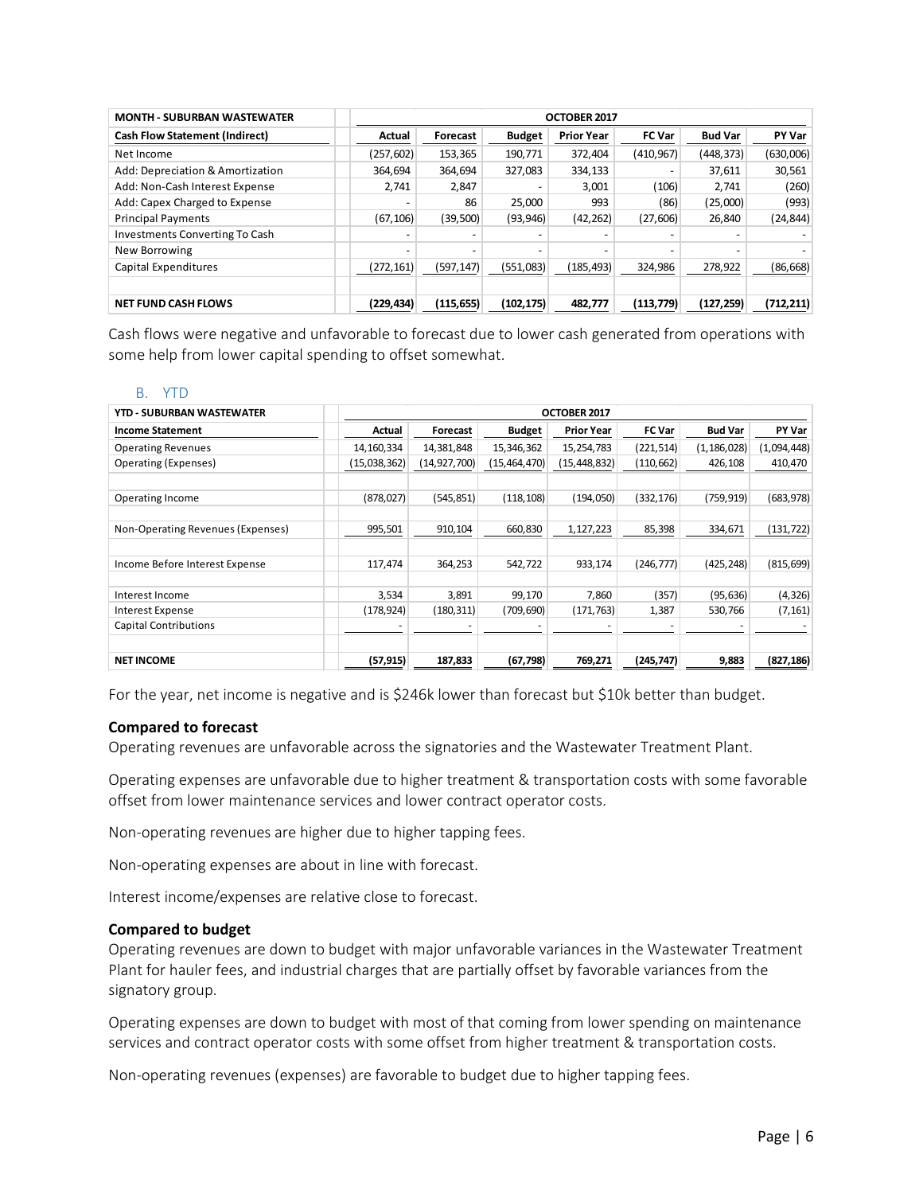| MONTH - SUBURBAN WASTEWATER | OCTOBER 2017 | | | | | | |
|---|---|---|---|---|---|---|---|
| **Cash Flow Statement (Indirect)** | **Actual** | **Forecast** | **Budget** | **Prior Year** | **FC Var** | **Bud Var** | **PY Var** |
| Net Income | (257,602) | 153,365 | 190,771 | 372,404 | (410,967) | (448,373) | (630,006) |
| Add: Depreciation & Amortization | 364,694 | 364,694 | 327,083 | 334,133 | - | 37,611 | 30,561 |
| Add: Non-Cash Interest Expense | 2,741 | 2,847 | - | 3,001 | (106) | 2,741 | (260) |
| Add: Capex Charged to Expense | - | 86 | 25,000 | 993 | (86) | (25,000) | (993) |
| Principal Payments | (67,106) | (39,500) | (93,946) | (42,262) | (27,606) | 26,840 | (24,844) |
| Investments Converting To Cash | - | - | - | - | - | - | - |
| New Borrowing | - | - | - | - | - | - | - |
| Capital Expenditures | (272,161) | (597,147) | (551,083) | (185,493) | 324,986 | 278,922 | (86,668) |
| **NET FUND CASH FLOWS** | **(229,434)** | **(115,655)** | **(102,175)** | **482,777** | **(113,779)** | **(127,259)** | **(712,211)** |

Cash flows were negative and unfavorable to forecast due to lower cash generated from operations with some help from lower capital spending to offset somewhat.

## B. YTD

| YTD - SUBURBAN WASTEWATER | OCTOBER 2017 | | | | | | |
|---|---|---|---|---|---|---|---|
| **Income Statement** | **Actual** | **Forecast** | **Budget** | **Prior Year** | **FC Var** | **Bud Var** | **PY Var** |
| Operating Revenues | 14,160,334 | 14,381,848 | 15,346,362 | 15,254,783 | (221,514) | (1,186,028) | (1,094,448) |
| Operating (Expenses) | (15,038,362) | (14,927,700) | (15,464,470) | (15,448,832) | (110,662) | 426,108 | 410,470 |
| Operating Income | (878,027) | (545,851) | (118,108) | (194,050) | (332,176) | (759,919) | (683,978) |
| Non-Operating Revenues (Expenses) | 995,501 | 910,104 | 660,830 | 1,127,223 | 85,398 | 334,671 | (131,722) |
| Income Before Interest Expense | 117,474 | 364,253 | 542,722 | 933,174 | (246,777) | (425,248) | (815,699) |
| Interest Income | 3,534 | 3,891 | 99,170 | 7,860 | (357) | (95,636) | (4,326) |
| Interest Expense | (178,924) | (180,311) | (709,690) | (171,763) | 1,387 | 530,766 | (7,161) |
| Capital Contributions | - | - | - | - | - | - | - |
| **NET INCOME** | **(57,915)** | **187,833** | **(67,798)** | **769,271** | **(245,747)** | **9,883** | **(827,186)** |

For the year, net income is negative and is $246k lower than forecast but $10k better than budget.

**Compared to forecast**

Operating revenues are unfavorable across the signatories and the Wastewater Treatment Plant.

Operating expenses are unfavorable due to higher treatment & transportation costs with some favorable offset from lower maintenance services and lower contract operator costs.

Non-operating revenues are higher due to higher tapping fees.

Non-operating expenses are about in line with forecast.

Interest income/expenses are relative close to forecast.

**Compared to budget**

Operating revenues are down to budget with major unfavorable variances in the Wastewater Treatment Plant for hauler fees, and industrial charges that are partially offset by favorable variances from the signatory group.

Operating expenses are down to budget with most of that coming from lower spending on maintenance services and contract operator costs with some offset from higher treatment & transportation costs.

Non-operating revenues (expenses) are favorable to budget due to higher tapping fees.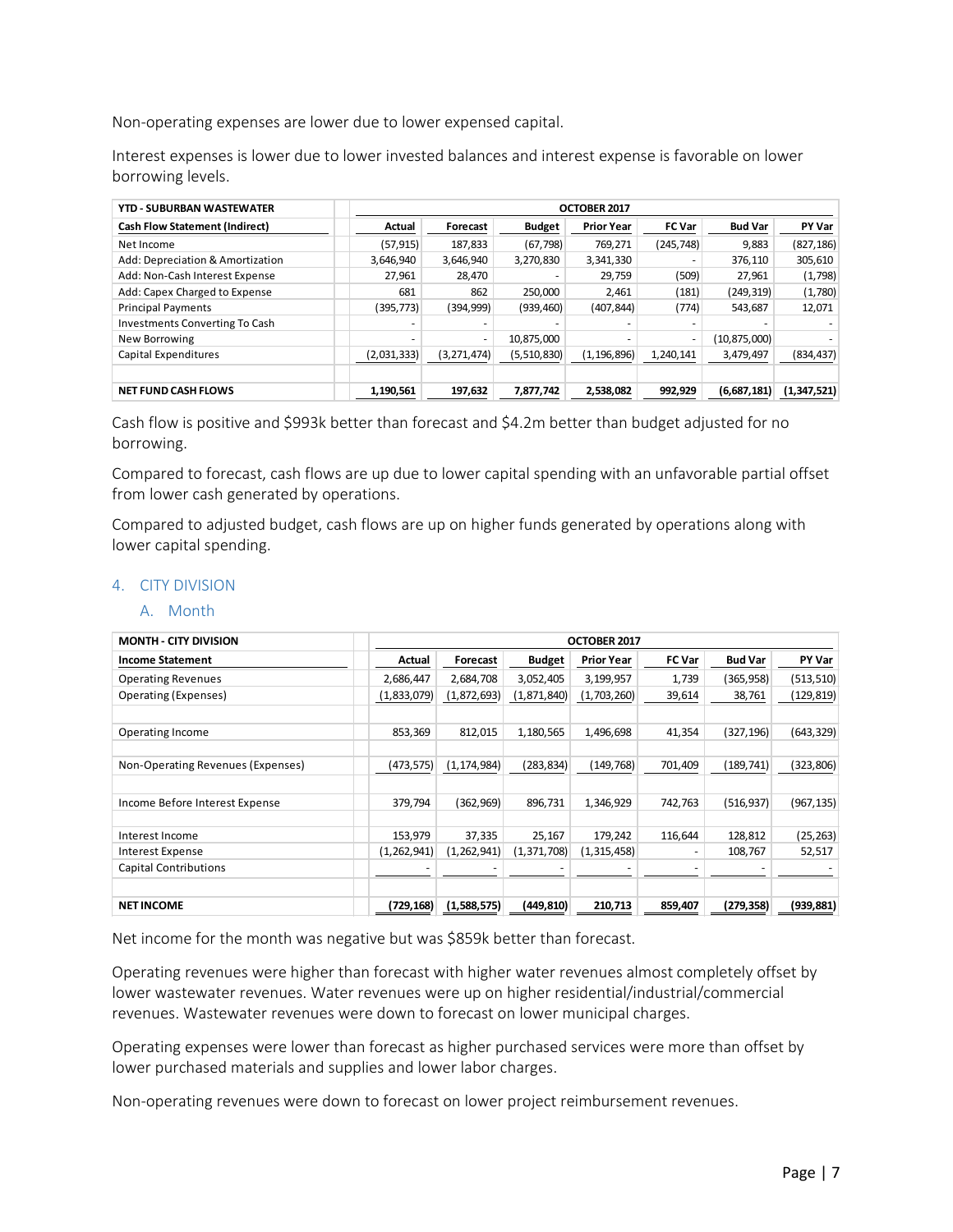Non-operating expenses are lower due to lower expensed capital.

Interest expenses is lower due to lower invested balances and interest expense is favorable on lower borrowing levels.

| YTD - SUBURBAN WASTEWATER | OCTOBER 2017 | | | | | | |
|---|---|---|---|---|---|---|---|
| **Cash Flow Statement (Indirect)** | **Actual** | **Forecast** | **Budget** | **Prior Year** | **FC Var** | **Bud Var** | **PY Var** |
| Net Income | (57,915) | 187,833 | (67,798) | 769,271 | (245,748) | 9,883 | (827,186) |
| Add: Depreciation & Amortization | 3,646,940 | 3,646,940 | 3,270,830 | 3,341,330 | - | 376,110 | 305,610 |
| Add: Non-Cash Interest Expense | 27,961 | 28,470 | - | 29,759 | (509) | 27,961 | (1,798) |
| Add: Capex Charged to Expense | 681 | 862 | 250,000 | 2,461 | (181) | (249,319) | (1,780) |
| Principal Payments | (395,773) | (394,999) | (939,460) | (407,844) | (774) | 543,687 | 12,071 |
| Investments Converting To Cash | - | - | - | - | - | - | - |
| New Borrowing | - | - | 10,875,000 | - | - | (10,875,000) | - |
| Capital Expenditures | (2,031,333) | (3,271,474) | (5,510,830) | (1,196,896) | 1,240,141 | 3,479,497 | (834,437) |
| | | | | | | | |
| **NET FUND CASH FLOWS** | **1,190,561** | **197,632** | **7,877,742** | **2,538,082** | **992,929** | **(6,687,181)** | **(1,347,521)** |

Cash flow is positive and $993k better than forecast and $4.2m better than budget adjusted for no borrowing.

Compared to forecast, cash flows are up due to lower capital spending with an unfavorable partial offset from lower cash generated by operations.

Compared to adjusted budget, cash flows are up on higher funds generated by operations along with lower capital spending.

## 4. CITY DIVISION

### A. Month

| MONTH - CITY DIVISION | OCTOBER 2017 | | | | | | |
|---|---|---|---|---|---|---|---|
| **Income Statement** | **Actual** | **Forecast** | **Budget** | **Prior Year** | **FC Var** | **Bud Var** | **PY Var** |
| Operating Revenues | 2,686,447 | 2,684,708 | 3,052,405 | 3,199,957 | 1,739 | (365,958) | (513,510) |
| Operating (Expenses) | (1,833,079) | (1,872,693) | (1,871,840) | (1,703,260) | 39,614 | 38,761 | (129,819) |
| | | | | | | | |
| Operating Income | 853,369 | 812,015 | 1,180,565 | 1,496,698 | 41,354 | (327,196) | (643,329) |
| | | | | | | | |
| Non-Operating Revenues (Expenses) | (473,575) | (1,174,984) | (283,834) | (149,768) | 701,409 | (189,741) | (323,806) |
| | | | | | | | |
| Income Before Interest Expense | 379,794 | (362,969) | 896,731 | 1,346,929 | 742,763 | (516,937) | (967,135) |
| | | | | | | | |
| Interest Income | 153,979 | 37,335 | 25,167 | 179,242 | 116,644 | 128,812 | (25,263) |
| Interest Expense | (1,262,941) | (1,262,941) | (1,371,708) | (1,315,458) | - | 108,767 | 52,517 |
| Capital Contributions | - | - | - | - | - | - | - |
| | | | | | | | |
| **NET INCOME** | **(729,168)** | **(1,588,575)** | **(449,810)** | **210,713** | **859,407** | **(279,358)** | **(939,881)** |

Net income for the month was negative but was $859k better than forecast.

Operating revenues were higher than forecast with higher water revenues almost completely offset by lower wastewater revenues. Water revenues were up on higher residential/industrial/commercial revenues. Wastewater revenues were down to forecast on lower municipal charges.

Operating expenses were lower than forecast as higher purchased services were more than offset by lower purchased materials and supplies and lower labor charges.

Non-operating revenues were down to forecast on lower project reimbursement revenues.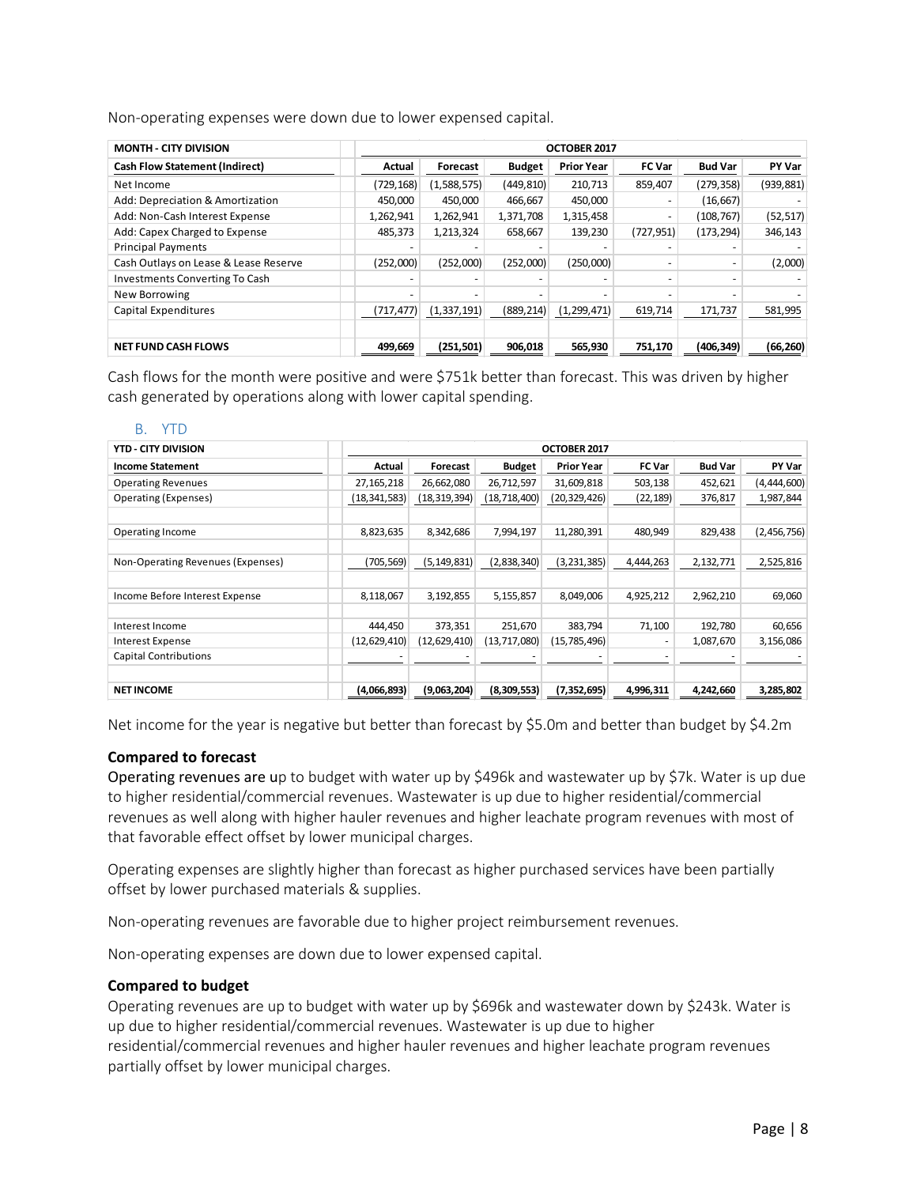Non-operating expenses were down due to lower expensed capital.

| MONTH - CITY DIVISION | OCTOBER 2017 | | | | | | |
|---|---|---|---|---|---|---|---|
| **Cash Flow Statement (Indirect)** | **Actual** | **Forecast** | **Budget** | **Prior Year** | **FC Var** | **Bud Var** | **PY Var** |
| Net Income | (729,168) | (1,588,575) | (449,810) | 210,713 | 859,407 | (279,358) | (939,881) |
| Add: Depreciation & Amortization | 450,000 | 450,000 | 466,667 | 450,000 | - | (16,667) | - |
| Add: Non-Cash Interest Expense | 1,262,941 | 1,262,941 | 1,371,708 | 1,315,458 | - | (108,767) | (52,517) |
| Add: Capex Charged to Expense | 485,373 | 1,213,324 | 658,667 | 139,230 | (727,951) | (173,294) | 346,143 |
| Principal Payments | - | - | - | - | - | - | - |
| Cash Outlays on Lease & Lease Reserve | (252,000) | (252,000) | (252,000) | (250,000) | - | - | (2,000) |
| Investments Converting To Cash | - | - | - | - | - | - | - |
| New Borrowing | - | - | - | - | - | - | - |
| Capital Expenditures | (717,477) | (1,337,191) | (889,214) | (1,299,471) | 619,714 | 171,737 | 581,995 |
| | | | | | | | |
| **NET FUND CASH FLOWS** | **499,669** | **(251,501)** | **906,018** | **565,930** | **751,170** | **(406,349)** | **(66,260)** |

Cash flows for the month were positive and were $751k better than forecast. This was driven by higher cash generated by operations along with lower capital spending.

### B. YTD

| YTD - CITY DIVISION | OCTOBER 2017 | | | | | | |
|---|---|---|---|---|---|---|---|
| **Income Statement** | **Actual** | **Forecast** | **Budget** | **Prior Year** | **FC Var** | **Bud Var** | **PY Var** |
| Operating Revenues | 27,165,218 | 26,662,080 | 26,712,597 | 31,609,818 | 503,138 | 452,621 | (4,444,600) |
| Operating (Expenses) | (18,341,583) | (18,319,394) | (18,718,400) | (20,329,426) | (22,189) | 376,817 | 1,987,844 |
| | | | | | | | |
| Operating Income | 8,823,635 | 8,342,686 | 7,994,197 | 11,280,391 | 480,949 | 829,438 | (2,456,756) |
| | | | | | | | |
| Non-Operating Revenues (Expenses) | (705,569) | (5,149,831) | (2,838,340) | (3,231,385) | 4,444,263 | 2,132,771 | 2,525,816 |
| | | | | | | | |
| Income Before Interest Expense | 8,118,067 | 3,192,855 | 5,155,857 | 8,049,006 | 4,925,212 | 2,962,210 | 69,060 |
| | | | | | | | |
| Interest Income | 444,450 | 373,351 | 251,670 | 383,794 | 71,100 | 192,780 | 60,656 |
| Interest Expense | (12,629,410) | (12,629,410) | (13,717,080) | (15,785,496) | - | 1,087,670 | 3,156,086 |
| Capital Contributions | - | - | - | - | - | - | - |
| | | | | | | | |
| **NET INCOME** | **(4,066,893)** | **(9,063,204)** | **(8,309,553)** | **(7,352,695)** | **4,996,311** | **4,242,660** | **3,285,802** |

Net income for the year is negative but better than forecast by $5.0m and better than budget by $4.2m

**Compared to forecast**

Operating revenues are up to budget with water up by $496k and wastewater up by $7k. Water is up due to higher residential/commercial revenues. Wastewater is up due to higher residential/commercial revenues as well along with higher hauler revenues and higher leachate program revenues with most of that favorable effect offset by lower municipal charges.

Operating expenses are slightly higher than forecast as higher purchased services have been partially offset by lower purchased materials & supplies.

Non-operating revenues are favorable due to higher project reimbursement revenues.

Non-operating expenses are down due to lower expensed capital.

**Compared to budget**

Operating revenues are up to budget with water up by $696k and wastewater down by $243k. Water is up due to higher residential/commercial revenues. Wastewater is up due to higher residential/commercial revenues and higher hauler revenues and higher leachate program revenues partially offset by lower municipal charges.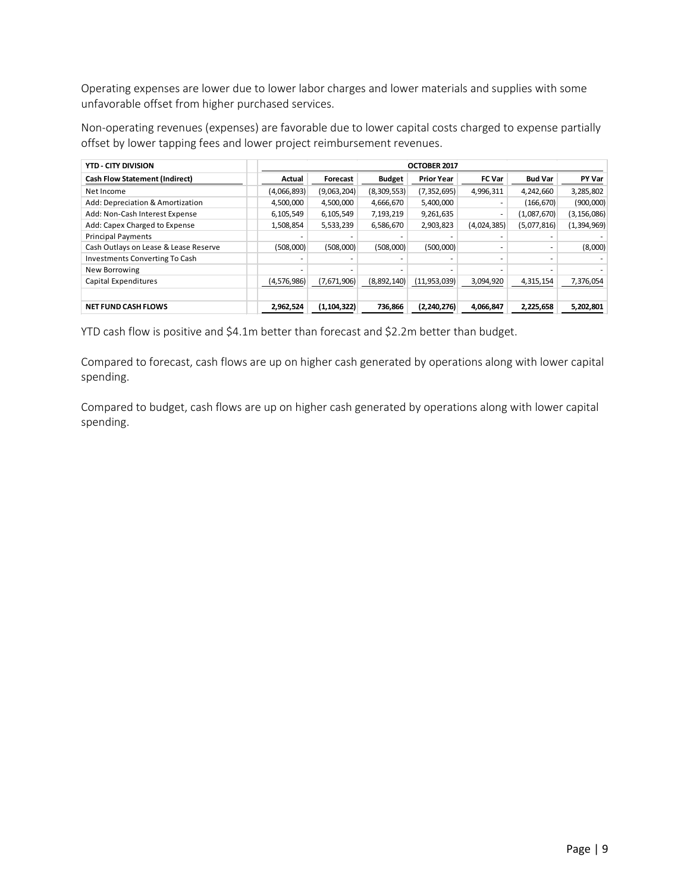Operating expenses are lower due to lower labor charges and lower materials and supplies with some unfavorable offset from higher purchased services.

Non-operating revenues (expenses) are favorable due to lower capital costs charged to expense partially offset by lower tapping fees and lower project reimbursement revenues.

| YTD - CITY DIVISION | OCTOBER 2017 | | | | | | |
|---|---|---|---|---|---|---|---|
| **Cash Flow Statement (Indirect)** | **Actual** | **Forecast** | **Budget** | **Prior Year** | **FC Var** | **Bud Var** | **PY Var** |
| Net Income | (4,066,893) | (9,063,204) | (8,309,553) | (7,352,695) | 4,996,311 | 4,242,660 | 3,285,802 |
| Add: Depreciation & Amortization | 4,500,000 | 4,500,000 | 4,666,670 | 5,400,000 | - | (166,670) | (900,000) |
| Add: Non-Cash Interest Expense | 6,105,549 | 6,105,549 | 7,193,219 | 9,261,635 | - | (1,087,670) | (3,156,086) |
| Add: Capex Charged to Expense | 1,508,854 | 5,533,239 | 6,586,670 | 2,903,823 | (4,024,385) | (5,077,816) | (1,394,969) |
| Principal Payments | - | - | - | - | - | - | - |
| Cash Outlays on Lease & Lease Reserve | (508,000) | (508,000) | (508,000) | (500,000) | - | - | (8,000) |
| Investments Converting To Cash | - | - | - | - | - | - | - |
| New Borrowing | - | - | - | - | - | - | - |
| Capital Expenditures | (4,576,986) | (7,671,906) | (8,892,140) | (11,953,039) | 3,094,920 | 4,315,154 | 7,376,054 |
| **NET FUND CASH FLOWS** | **2,962,524** | **(1,104,322)** | **736,866** | **(2,240,276)** | **4,066,847** | **2,225,658** | **5,202,801** |

YTD cash flow is positive and \$4.1m better than forecast and \$2.2m better than budget.

Compared to forecast, cash flows are up on higher cash generated by operations along with lower capital spending.

Compared to budget, cash flows are up on higher cash generated by operations along with lower capital spending.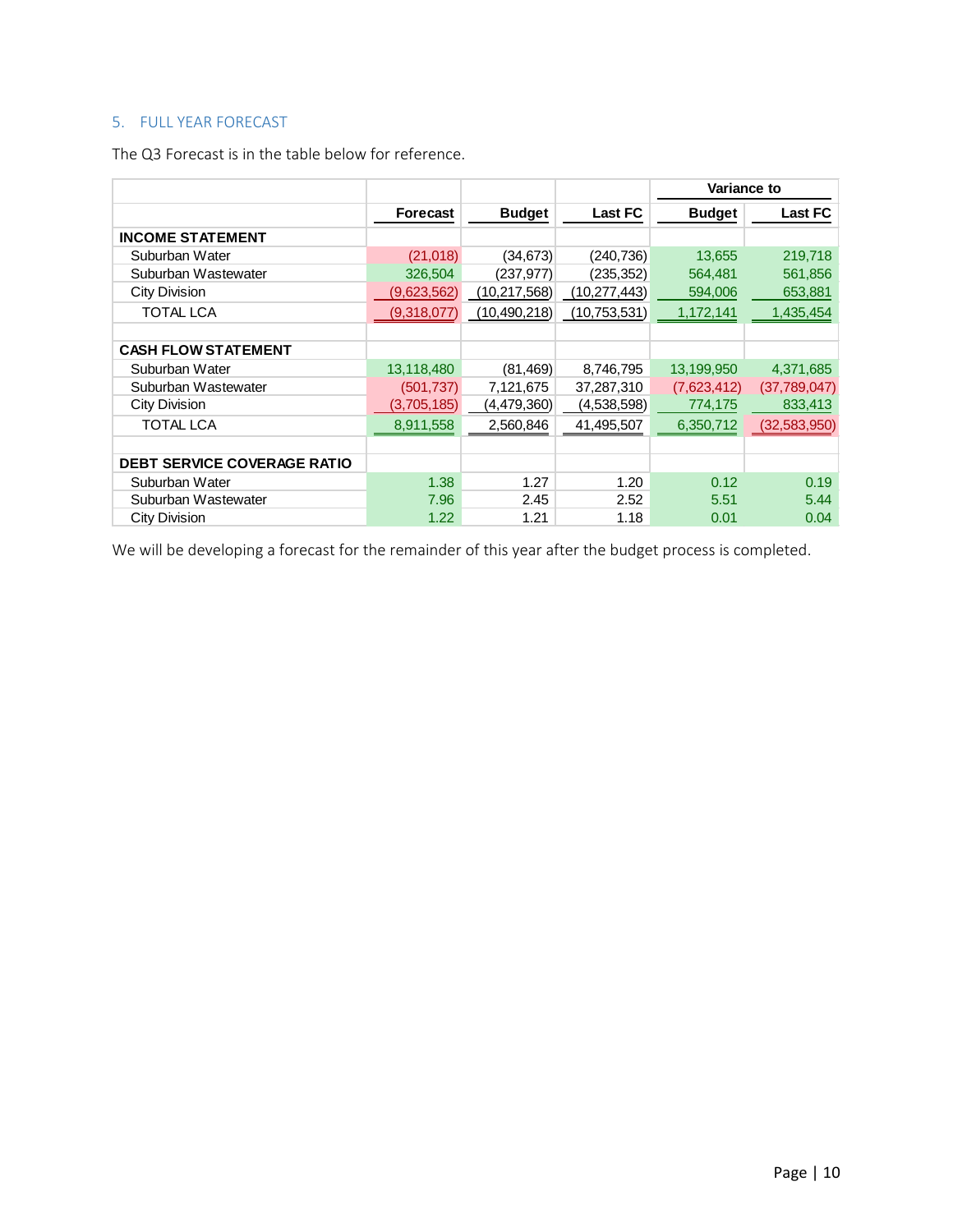## 5. FULL YEAR FORECAST

The Q3 Forecast is in the table below for reference.

| | | | | Variance to | |
|---|---|---|---|---|---|
| | **Forecast** | **Budget** | **Last FC** | **Budget** | **Last FC** |
| **INCOME STATEMENT** | | | | | |
| Suburban Water | (21,018) | (34,673) | (240,736) | 13,655 | 219,718 |
| Suburban Wastewater | 326,504 | (237,977) | (235,352) | 564,481 | 561,856 |
| City Division | (9,623,562) | (10,217,568) | (10,277,443) | 594,006 | 653,881 |
| TOTAL LCA | (9,318,077) | (10,490,218) | (10,753,531) | 1,172,141 | 1,435,454 |
| | | | | | |
| **CASH FLOW STATEMENT** | | | | | |
| Suburban Water | 13,118,480 | (81,469) | 8,746,795 | 13,199,950 | 4,371,685 |
| Suburban Wastewater | (501,737) | 7,121,675 | 37,287,310 | (7,623,412) | (37,789,047) |
| City Division | (3,705,185) | (4,479,360) | (4,538,598) | 774,175 | 833,413 |
| TOTAL LCA | 8,911,558 | 2,560,846 | 41,495,507 | 6,350,712 | (32,583,950) |
| | | | | | |
| **DEBT SERVICE COVERAGE RATIO** | | | | | |
| Suburban Water | 1.38 | 1.27 | 1.20 | 0.12 | 0.19 |
| Suburban Wastewater | 7.96 | 2.45 | 2.52 | 5.51 | 5.44 |
| City Division | 1.22 | 1.21 | 1.18 | 0.01 | 0.04 |

We will be developing a forecast for the remainder of this year after the budget process is completed.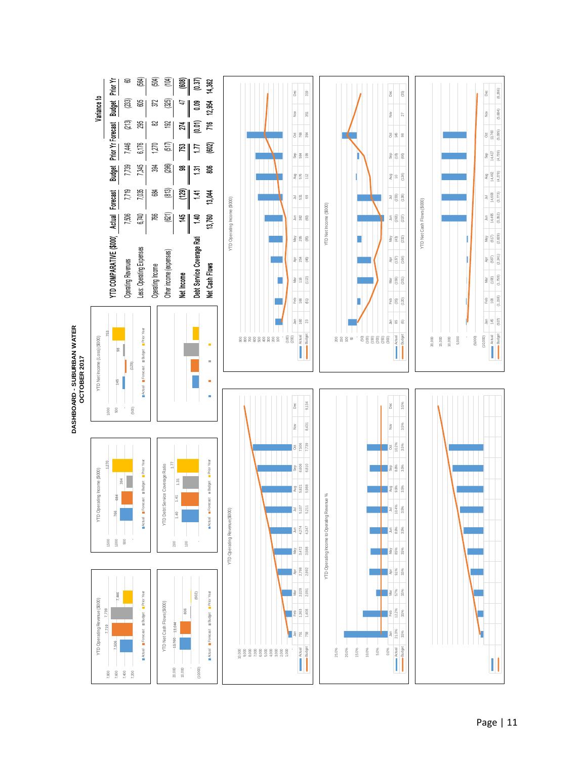# DASHBOARD - SUBURBAN WATER
## OCTOBER 2017

| YTD COMPARATIVE ($000) | Actual | Forecast | Budget | Prior Yr | Variance to Forecast | Variance to Budget | Variance to Prior Yr |
|---|---|---|---|---|---|---|---|
| Operating Revenues | 7,506 | 7,719 | 7,739 | 7,446 | (213) | (233) | 60 |
| Less: Operating Expenses | 6,740 | 7,035 | 7,345 | 6,176 | 295 | 605 | (564) |
| Operating Income | 766 | 684 | 394 | 1,270 | 82 | 372 | (504) |
| Other income (expenses) | (621) | (813) | (296) | (517) | 192 | (325) | (104) |
| Net Income | 145 | (129) | 98 | 753 | 274 | 47 | (608) |
| Debt Service Coverage Rati | 1.40 | 1.41 | 1.31 | 1.77 | (0.01) | 0.09 | (0.37) |
| Net Cash Flows | 13,760 | 13,044 | 806 | (602) | 716 | 12,954 | 14,362 |

**YTD Operating Revenue ($000)**

| | Jan | Feb | Mar | Apr | May | Jun | Jul | Aug | Sep | Oct | Nov | Dec |
|---|---|---|---|---|---|---|---|---|---|---|---|---|
| Actual | 751 | 1,363 | 2,029 | 2,798 | 3,472 | 4,274 | 5,107 | 5,821 | 6,606 | 7,506 | | |
| Budget | 758 | 1,408 | 2,091 | 2,892 | 3,588 | 4,347 | 5,211 | 5,988 | 6,810 | 7,739 | 8,431 | 9,134 |

**YTD Operating Income to Operating Revenue %**

| | Jan | Feb | Mar | Apr | May | Jun | Jul | Aug | Sep | Oct | Nov | Dec |
|---|---|---|---|---|---|---|---|---|---|---|---|---|
| Actual | 21.3% | 12.5% | 5.7% | 9.1% | 8.5% | 8.9% | 10.4% | 9.9% | 8.8% | 10.2% | | |
| Budget | 3.5% | 3.5% | 3.5% | 3.5% | 3.5% | 3.5% | 3.5% | 3.5% | 3.5% | 3.5% | 3.5% | 3.5% |

**YTD Operating Income ($000)**

| | Jan | Feb | Mar | Apr | May | Jun | Jul | Aug | Sep | Oct | Nov | Dec |
|---|---|---|---|---|---|---|---|---|---|---|---|---|
| Actual | 160 | 166 | 116 | 254 | 295 | 382 | 531 | 576 | 584 | 766 | | |
| Budget | 23 | (61) | (113) | (46) | (65) | (60) | 69 | 112 | 199 | 394 | 351 | 319 |

**YTD Net Income ($000)**

| | Jan | Feb | Mar | Apr | May | Jun | Jul | Aug | Sep | Oct | Nov | Dec |
|---|---|---|---|---|---|---|---|---|---|---|---|---|
| Actual | 85 | (59) | (159) | (137) | (43) | (263) | (233) | 10 | (18) | 145 | | |
| Budget | (6) | (120) | (201) | (184) | (232) | (237) | (138) | (134) | (69) | 98 | 27 | (35) |

**YTD Net Cash Flows ($000)**

| | Jan | Feb | Mar | Apr | May | Jun | Jul | Aug | Sep | Oct | Nov | Dec |
|---|---|---|---|---|---|---|---|---|---|---|---|---|
| Actual | 145 | 108 | (108) | (587) | (617) | 14,495 | 14,608 | 14,482 | 14,427 | 13,760 | | |
| Budget | (527) | (1,158) | (1,759) | (2,341) | (2,828) | (3,352) | (3,773) | (4,278) | (4,759) | (5,095) | (5,684) | (6,366) |

**YTD Operating Revenue ($000)**: Actual 7,506; Forecast 7,719; Budget 7,739; Prior Year 7,446

**YTD Operating Income ($000)**: Actual 766; Forecast 684; Budget 394; Prior Year 1,270

**YTD Net Income (Loss) ($000)**: Actual 145; Forecast (129); Budget 98; Prior Year 753

**YTD Net Cash Flows ($000)**: Actual 13,760; Forecast 13,044; Budget 806; Prior Year (602)

**YTD Debt Service Coverage Ratio**: Actual 1.40; Forecast 1.41; Budget 1.31; Prior Year 1.77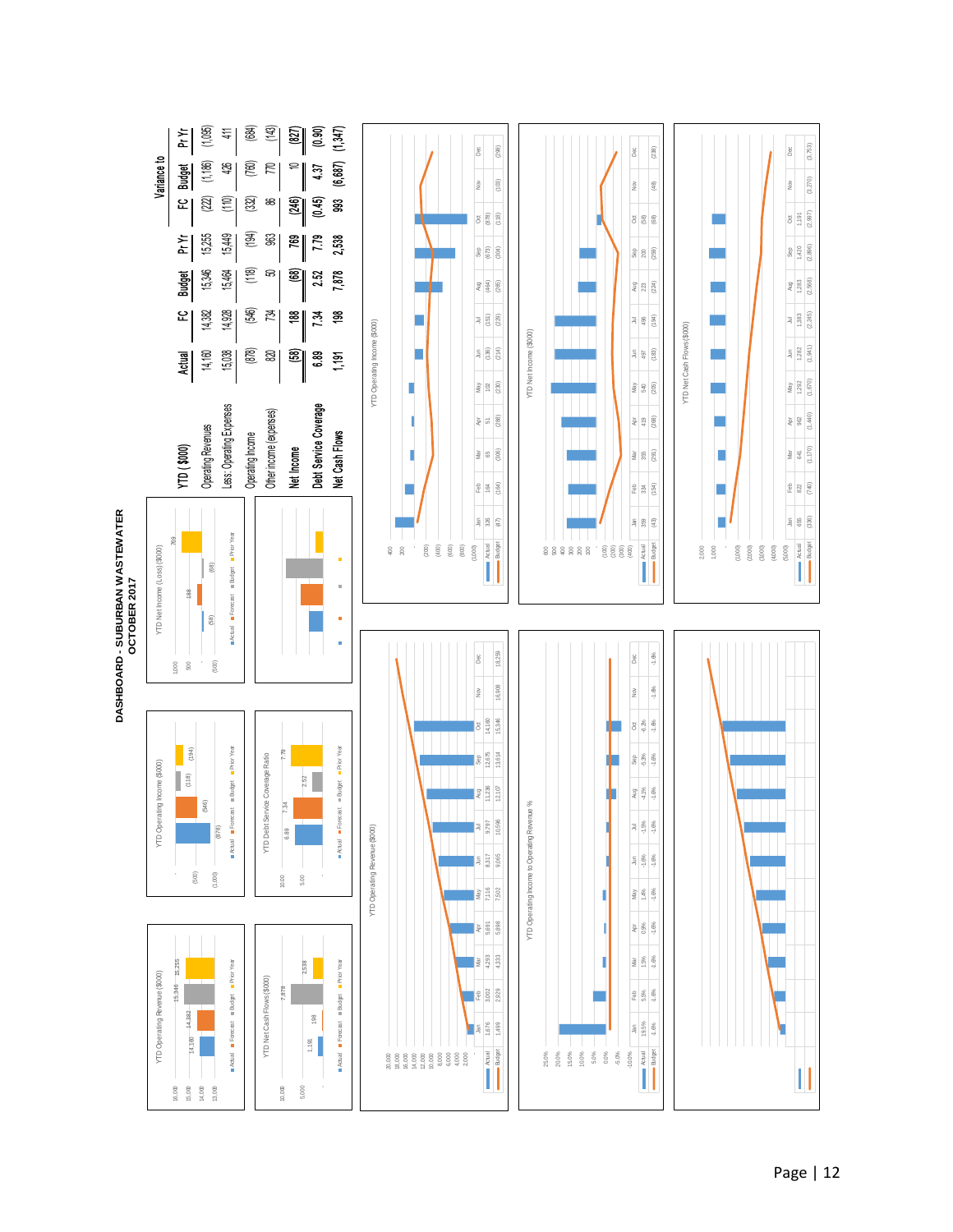# DASHBOARD - SUBURBAN WASTEWATER
## OCTOBER 2017

| YTD ($000) | Actual | FC | Budget | Pr Yr | Variance to FC | Variance to Budget | Variance to Pr Yr |
|---|---|---|---|---|---|---|---|
| Operating Revenues | 14,160 | 14,382 | 15,346 | 15,255 | (222) | (1,186) | (1,095) |
| Less: Operating Expenses | 15,038 | 14,928 | 15,464 | 15,449 | (110) | 426 | 411 |
| Operating Income | (878) | (546) | (118) | (194) | (332) | (760) | (684) |
| Other income (expenses) | 820 | 734 | 50 | 963 | 86 | 770 | (143) |
| Net Income | (58) | 188 | (68) | 769 | (246) | 10 | (827) |
| Debt Service Coverage | 6.89 | 7.34 | 2.52 | 7.79 | (0.45) | 4.37 | (0.90) |
| Net Cash Flows | 1,191 | 198 | 7,878 | 2,538 | 993 | (6,687) | (1,347) |

**YTD Operating Revenue ($000):** Actual 14,160; Forecast 14,382; Budget 15,346; Prior Year 15,255

**YTD Operating Income ($000):** Actual (878); Forecast (546); Budget (118); Prior Year (194)

**YTD Net Income (Loss) ($000):** Actual (58); Forecast 188; Budget (68); Prior Year 769

**YTD Net Cash Flows ($000):** Actual 1,191; Forecast 198; Budget 7,878; Prior Year 2,538

**YTD Debt Service Coverage Ratio:** Actual 6.89; Forecast 7.34; Budget 2.52; Prior Year 7.79

**YTD Operating Revenue ($000)**

| | Jan | Feb | Mar | Apr | May | Jun | Jul | Aug | Sep | Oct | Nov | Dec |
|---|---|---|---|---|---|---|---|---|---|---|---|---|
| Actual | 1,676 | 3,002 | 4,293 | 5,691 | 7,116 | 8,317 | 9,797 | 11,236 | 12,675 | 14,160 | | |
| Budget | 1,499 | 2,929 | 4,333 | 5,898 | 7,502 | 9,065 | 10,596 | 12,107 | 13,614 | 15,346 | 16,908 | 18,259 |

**YTD Operating Income ($000)**

| | Jan | Feb | Mar | Apr | May | Jun | Jul | Aug | Sep | Oct | Nov | Dec |
|---|---|---|---|---|---|---|---|---|---|---|---|---|
| Actual | 326 | 164 | 65 | 51 | 102 | (136) | (151) | (464) | (673) | (878) | | |
| Budget | (67) | (164) | (306) | (288) | (230) | (214) | (229) | (265) | (304) | (118) | (103) | (298) |

**YTD Operating Income to Operating Revenue %**

| | Jan | Feb | Mar | Apr | May | Jun | Jul | Aug | Sep | Oct | Nov | Dec |
|---|---|---|---|---|---|---|---|---|---|---|---|---|
| Actual | 19.5% | 5.5% | 1.5% | 0.9% | 1.4% | -1.6% | -1.5% | -4.1% | -5.3% | -6.2% | | |
| Budget | -1.8% | -1.8% | -1.8% | -1.8% | -1.8% | -1.8% | -1.8% | -1.8% | -1.8% | -1.8% | -1.8% | -1.8% |

**YTD Net Income ($000)**

| | Jan | Feb | Mar | Apr | May | Jun | Jul | Aug | Sep | Oct | Nov | Dec |
|---|---|---|---|---|---|---|---|---|---|---|---|---|
| Actual | 359 | 334 | 355 | 419 | 540 | 497 | 496 | 223 | 200 | (58) | | |
| Budget | (43) | (154) | (281) | (288) | (205) | (183) | (194) | (224) | (259) | (68) | (48) | (238) |

**YTD Net Cash Flows ($000)**

| | Jan | Feb | Mar | Apr | May | Jun | Jul | Aug | Sep | Oct | Nov | Dec |
|---|---|---|---|---|---|---|---|---|---|---|---|---|
| Actual | 655 | 822 | 641 | 962 | 1,292 | 1,282 | 1,383 | 1,283 | 1,420 | 1,191 | | |
| Budget | (336) | (740) | (1,170) | (1,440) | (1,670) | (1,941) | (2,245) | (2,568) | (2,896) | (2,987) | (3,270) | (3,753) |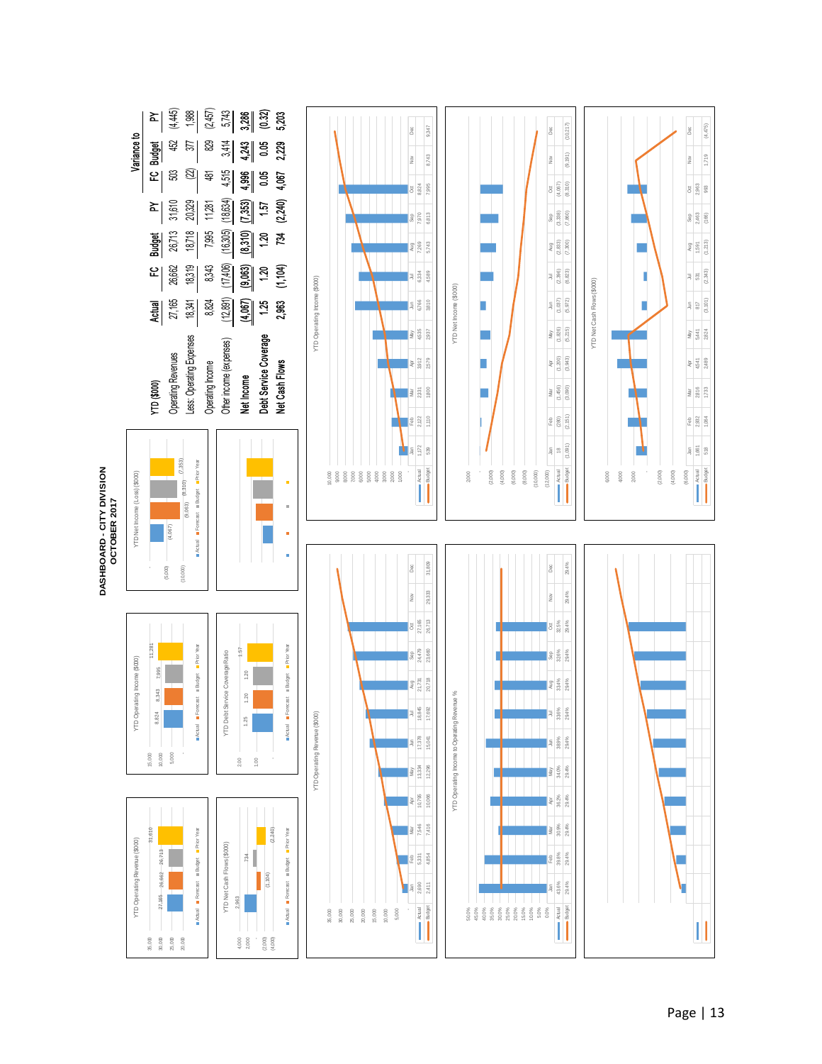# DASHBOARD - CITY DIVISION
## OCTOBER 2017

| YTD ($000) | Actual | FC | Budget | PY | Variance to FC | Variance to Budget | Variance to PY |
|---|---|---|---|---|---|---|---|
| Operating Revenues | 27,165 | 26,662 | 26,713 | 31,610 | 503 | 452 | (4,445) |
| Less: Operating Expenses | 18,341 | 18,319 | 18,718 | 20,329 | (22) | 377 | 1,988 |
| Operating Income | 8,824 | 8,343 | 7,995 | 11,281 | 481 | 829 | (2,457) |
| Other income (expenses) | (12,891) | (17,406) | (16,305) | (18,634) | 4,515 | 3,414 | 5,743 |
| Net Income | (4,067) | (9,063) | (8,310) | (7,353) | 4,996 | 4,243 | 3,286 |
| Debt Service Coverage | 1.25 | 1.20 | 1.20 | 1.57 | 0.05 | 0.05 | (0.32) |
| Net Cash Flows | 2,963 | (1,104) | 734 | (2,240) | 4,067 | 2,229 | 5,203 |

**YTD Operating Revenue ($000)**: Actual 27,165; Forecast 26,662; Budget 26,713; Prior Year 31,610

**YTD Operating Income ($000)**: Actual 8,824; Forecast 8,343; Budget 7,995; Prior Year 11,281

**YTD Net Income (Loss) ($000)**: Actual (4,067); Forecast (9,063); Budget (8,310); Prior Year (7,353)

**YTD Net Cash Flows ($000)**: Actual 2,963; Forecast (1,104); Budget 734; Prior Year (2,240)

**YTD Debt Service Coverage Ratio**: Actual 1.25; Forecast 1.20; Budget 1.20; Prior Year 1.57

**YTD Operating Revenue ($000)**

| | Jan | Feb | Mar | Apr | May | Jun | Jul | Aug | Sep | Oct | Nov | Dec |
|---|---|---|---|---|---|---|---|---|---|---|---|---|
| Actual | 2,690 | 5,331 | 7,546 | 10,795 | 13,334 | 17,378 | 18,845 | 21,731 | 24,479 | 27,165 | | |
| Budget | 2,411 | 4,854 | 7,416 | 10,066 | 12,296 | 15,041 | 17,692 | 20,718 | 23,680 | 26,713 | 29,333 | 31,809 |

**YTD Operating Income ($000)**

| | Jan | Feb | Mar | Apr | May | Jun | Jul | Aug | Sep | Oct | Nov | Dec |
|---|---|---|---|---|---|---|---|---|---|---|---|---|
| Actual | 1,172 | 2,122 | 2,331 | 3,912 | 4,535 | 6,766 | 6,334 | 7,269 | 7,970 | 8,824 | | |
| Budget | 539 | 1,110 | 1,800 | 2,579 | 2,937 | 3,810 | 4,589 | 5,743 | 6,813 | 7,995 | 8,743 | 9,347 |

**YTD Operating Income to Operating Revenue %**

| | Jan | Feb | Mar | Apr | May | Jun | Jul | Aug | Sep | Oct | Nov | Dec |
|---|---|---|---|---|---|---|---|---|---|---|---|---|
| Actual | 43.6% | 39.8% | 30.9% | 36.2% | 34.0% | 38.9% | 33.6% | 33.4% | 32.6% | 32.5% | | |
| Budget | 29.4% | 29.4% | 29.4% | 29.4% | 29.4% | 29.4% | 29.4% | 29.4% | 29.4% | 29.4% | 29.4% | 29.4% |

**YTD Net Income ($000)**

| | Jan | Feb | Mar | Apr | May | Jun | Jul | Aug | Sep | Oct | Nov | Dec |
|---|---|---|---|---|---|---|---|---|---|---|---|---|
| Actual | 18 | (280) | (1,456) | (1,300) | (1,826) | (1,037) | (2,394) | (2,833) | (3,338) | (4,067) | | |
| Budget | (1,081) | (2,151) | (3,090) | (3,943) | (5,215) | (5,972) | (6,823) | (7,300) | (7,860) | (8,310) | (9,191) | (10,217) |

**YTD Net Cash Flows ($000)**

| | Jan | Feb | Mar | Apr | May | Jun | Jul | Aug | Sep | Oct | Nov | Dec |
|---|---|---|---|---|---|---|---|---|---|---|---|---|
| Actual | 1,661 | 2,932 | 2,816 | 4,541 | 5,441 | 817 | 531 | 1,591 | 2,463 | 2,963 | | |
| Budget | 538 | 1,064 | 1,733 | 2,489 | 2,824 | (3,101) | (2,343) | (1,233) | (186) | 930 | 1,719 | (4,475) |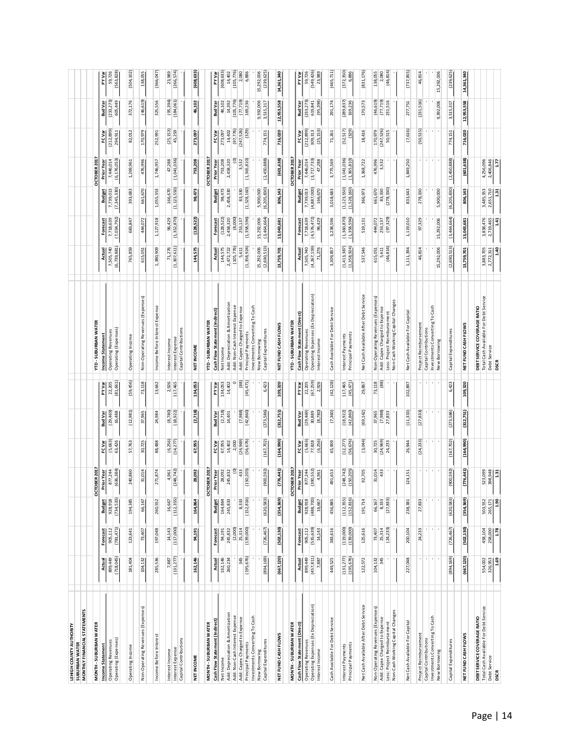**LEHIGH COUNTY AUTHORITY**
**SUBURBAN WATER**
**MONTHLY FINANCIAL STATEMENTS**

| MONTH - SUBURBAN WATER | | | OCTOBER 2017 | | | | |
|---|---|---|---|---|---|---|---|
| **Income Statement** | **Actual** | **Forecast** | **Budget** | **Prior Year** | **FC Var** | **Bud Var** | **PY Var** |
| Operating Revenues | 899,449 | 905,112 | 928,918 | 877,244 | (5,663) | (29,469) | 22,205 |
| Operating (Expenses) | (718,045) | (781,471) | (734,533) | (636,384) | 63,426 | 16,488 | (81,661) |
| Operating Income | 181,404 | 123,641 | 194,385 | 240,860 | 57,763 | (12,981) | (59,456) |
| Non-Operating Revenues (Expenses) | 104,132 | 73,407 | 66,167 | 31,014 | 30,725 | 37,965 | 73,118 |
| Income Before Interest | 285,536 | 197,048 | 260,552 | 271,874 | 88,488 | 24,984 | 13,662 |
| Interest Income | 7,887 | 14,143 | 16,667 | 4,961 | (6,256) | (8,780) | 2,926 |
| Interest Expense | (131,277) | (117,000) | (112,355) | (248,742) | (14,277) | (18,922) | 117,465 |
| Capital Contributions | - | - | - | - | - | - | - |
| **NET INCOME** | **162,146** | **94,191** | **164,864** | **28,092** | **67,955** | **(2,718)** | **134,053** |

| MONTH - SUBURBAN WATER | | | OCTOBER 2017 | | | | |
|---|---|---|---|---|---|---|---|
| **Cash Flow Statement (Indirect)** | **Actual** | **Forecast** | **Budget** | **Prior Year** | **FC Var** | **Bud Var** | **PY Var** |
| Net Income | 162,146 | 94,191 | 164,864 | 28,092 | 67,955 | (2,718) | 134,053 |
| Add: Depreciation & Amortization | 260,234 | 245,832 | 245,833 | 245,832 | 14,402 | 14,401 | 14,402 |
| Add: Non-Cash Interest Expense | - | (2,000) | - | (0) | 2,000 | - | 0 |
| Add: Capex Charged to Expense | 345 | 25,314 | 8,333 | 433 | (24,969) | (7,988) | (88) |
| Principal Payments | (195,676) | (139,000) | (152,816) | (150,205) | (56,676) | (42,860) | (45,471) |
| Investments Converting To Cash | - | - | - | - | - | - | - |
| New Borrowing | - | - | - | - | - | - | - |
| Capital Expenditures | (894,169) | (726,467) | (620,583) | (900,592) | (167,702) | (273,586) | 6,423 |
| **NET FUND CASH FLOWS** | **(667,120)** | **(502,130)** | **(354,369)** | **(776,441)** | **(164,990)** | **(312,751)** | **109,320** |

| MONTH - SUBURBAN WATER | | | OCTOBER 2017 | | | | |
|---|---|---|---|---|---|---|---|
| **Cash Flow Statement (Direct)** | **Actual** | **Forecast** | **Budget** | **Prior Year** | **FC Var** | **Bud Var** | **PY Var** |
| Operating Revenues | 899,449 | 905,112 | 928,918 | 877,244 | (5,663) | (29,469) | 22,205 |
| Operating Expenses (Ex Depreciation) | (457,811) | (535,639) | (488,700) | (390,552) | 77,828 | 30,889 | (67,259) |
| Interest Income | 7,887 | 14,143 | 16,667 | 4,961 | (6,256) | (8,780) | 2,926 |
| Cash Available For Debt Service | 449,525 | 383,616 | 456,885 | 491,653 | 65,909 | (7,360) | (42,128) |
| Interest Payments | (131,277) | (119,000) | (112,355) | (248,742) | (12,277) | (18,922) | 117,465 |
| Principal Payments | (195,676) | (139,000) | (152,816) | (150,205) | (56,676) | (42,860) | (45,471) |
| Net Cash Available After Debt Service | 122,572 | 125,616 | 191,714 | 92,705 | (3,044) | (69,142) | 29,867 |
| Non-Operating Revenues (Expenses) | 104,132 | 73,407 | 66,167 | 31,014 | 30,725 | 37,965 | 73,118 |
| Add: Capex Charged to Expense | 345 | 25,314 | 8,333 | 433 | (24,969) | (7,988) | (88) |
| Less: Project Reimbursement | - | (24,233) | (27,833) | - | 24,233 | 27,833 | - |
| Non-Cash Working Capital Changes | - | - | - | - | - | - | - |
| Net Cash Available For Capital | 227,048 | 200,104 | 238,381 | 124,151 | 26,944 | (11,333) | 102,897 |
| Project Reimbursement | - | 24,233 | 27,833 | - | (24,233) | (27,833) | - |
| Capital Contributions | - | - | - | - | - | - | - |
| Investments Converting To Cash | - | - | - | - | - | - | - |
| New Borrowing | - | - | - | - | - | - | - |
| Capital Expenditures | (894,169) | (726,467) | (620,583) | (900,592) | (167,702) | (273,586) | 6,423 |
| **NET FUND CASH FLOWS** | **(667,120)** | **(502,130)** | **(354,369)** | **(776,441)** | **(164,990)** | **(312,751)** | **109,320** |

| **DEBT SERVICE COVERAGE RATIO** | Actual | Forecast | Budget | Prior Year |
|---|---|---|---|---|
| Total Cash Available For Debt Service | 554,002 | 458,104 | 503,552 | 523,099 |
| Debt Service | 326,953 | 258,000 | 265,171 | 398,948 |
| **DSCR** | **1.69** | **1.78** | **1.90** | **1.31** |

| YTD - SUBURBAN WATER | | | OCTOBER 2017 | | | | |
|---|---|---|---|---|---|---|---|
| **Income Statement** | **Actual** | **Forecast** | **Budget** | **Prior Year** | **FC Var** | **Bud Var** | **PY Var** |
| Operating Revenues | 7,505,740 | 7,718,639 | 7,739,013 | 7,446,014 | (212,899) | (233,273) | 59,726 |
| Operating (Expenses) | (6,739,881) | (7,034,792) | (7,345,330) | (6,176,053) | 294,911 | 605,449 | (563,828) |
| Operating Income | 765,859 | 683,847 | 393,683 | 1,269,961 | 82,012 | 372,176 | (504,102) |
| Non-Operating Revenues (Expenses) | 615,051 | 444,072 | 661,670 | 476,996 | 170,979 | (46,619) | 138,055 |
| Income Before Interest Expense | 1,380,909 | 1,127,918 | 1,055,353 | 1,746,957 | 252,991 | 325,556 | (366,047) |
| Interest Income | 71,276 | 96,429 | 166,670 | 47,288 | (25,153) | (95,394) | 23,989 |
| Interest Expense | (1,307,611) | (1,352,870) | (1,123,550) | (1,041,036) | 45,259 | (184,061) | (266,574) |
| Capital Contributions | - | - | - | - | - | - | - |
| **NET INCOME** | **144,575** | **(128,522)** | **98,473** | **753,208** | **273,097** | **46,102** | **(608,633)** |

| YTD - SUBURBAN WATER | | | OCTOBER 2017 | | | | |
|---|---|---|---|---|---|---|---|
| **Cash Flow Statement (Indirect)** | **Actual** | **Forecast** | **Budget** | **Prior Year** | **FC Var** | **Bud Var** | **PY Var** |
| Net Income | 144,575 | (128,522) | 98,473 | 753,208 | 273,097 | 46,102 | (608,633) |
| Add: Depreciation & Amortization | 2,472,722 | 2,458,320 | 2,458,330 | 2,458,320 | 14,402 | 14,392 | 14,402 |
| Add: Non-Cash Interest Expense | (105,776) | (8,000) | - | (0) | (97,776) | (105,776) | (105,776) |
| Add: Capex Charged to Expense | 5,611 | 253,137 | 83,330 | 3,532 | (247,526) | (77,719) | 2,080 |
| Principal Payments | (1,358,924) | (1,358,596) | (1,528,160) | (1,365,810) | (329) | 169,236 | 6,886 |
| Investments Converting To Cash | - | - | - | - | - | - | - |
| New Borrowing | 15,292,006 | 15,292,006 | 5,900,000 | - | - | 9,392,006 | 15,292,006 |
| Capital Expenditures | (2,690,513) | (3,464,664) | (6,205,830) | (2,450,888) | 774,151 | 3,515,317 | (239,625) |
| **NET FUND CASH FLOWS** | **13,759,701** | **13,043,681** | **806,143** | **(601,638)** | **716,020** | **12,953,558** | **14,361,340** |

| YTD - SUBURBAN WATER | | | OCTOBER 2017 | | | | |
|---|---|---|---|---|---|---|---|
| **Cash Flow Statement (Direct)** | **Actual** | **Forecast** | **Budget** | **Prior Year** | **FC Var** | **Bud Var** | **PY Var** |
| Operating Revenues | 7,505,740 | 7,718,639 | 7,739,013 | 7,446,014 | (212,899) | (233,273) | 59,726 |
| Operating Expenses (Ex Depreciation) | (4,267,159) | (4,576,472) | (4,887,000) | (3,717,733) | 309,313 | 619,841 | (549,426) |
| Interest Income | 71,276 | 96,429 | 166,670 | 47,288 | (25,153) | (95,394) | 23,989 |
| Cash Available For Debt Service | 3,309,857 | 3,238,596 | 3,018,683 | 3,775,569 | 71,261 | 291,174 | (465,711) |
| Interest Payments | (1,413,387) | (1,360,870) | (1,123,550) | (1,041,036) | (52,517) | (289,837) | (372,350) |
| Principal Payments | (1,358,924) | (1,358,596) | (1,528,160) | (1,365,810) | (329) | 169,236 | 6,886 |
| Net Cash Available After Debt Service | 537,546 | 519,131 | 366,973 | 1,368,722 | 18,416 | 170,573 | (831,176) |
| Non-Operating Revenues (Expenses) | 615,051 | 444,072 | 661,670 | 476,996 | 170,979 | (46,619) | 138,055 |
| Add: Capex Charged to Expense | 5,611 | 253,137 | 83,330 | 3,532 | (247,526) | (77,719) | 2,080 |
| Less: Project Reimbursement | (46,814) | (97,329) | (278,330) | - | 50,515 | 231,516 | (46,814) |
| Non-Cash Working Capital Changes | - | - | - | - | - | - | - |
| Net Cash Available For Capital | 1,111,394 | 1,119,010 | 833,643 | 1,849,250 | (7,616) | 277,751 | (737,855) |
| Project Reimbursement | 46,814 | 97,329 | 278,330 | - | (50,515) | (231,516) | 46,814 |
| Capital Contributions | - | - | - | - | - | - | - |
| Investments Converting To Cash | - | - | - | - | - | - | - |
| New Borrowing | 15,292,006 | 15,292,006 | 5,900,000 | - | - | 9,392,006 | 15,292,006 |
| Capital Expenditures | (2,690,513) | (3,464,664) | (6,205,830) | (2,450,888) | 774,151 | 3,515,317 | (239,625) |
| **NET FUND CASH FLOWS** | **13,759,701** | **13,043,681** | **806,143** | **(601,638)** | **716,020** | **12,953,558** | **14,361,340** |

| **DEBT SERVICE COVERAGE RATIO** | Actual | Forecast | Budget | Prior Year |
|---|---|---|---|---|
| Total Cash Available For Debt Service | 3,883,705 | 3,838,476 | 3,485,353 | 4,256,096 |
| Debt Service | 2,772,311 | 2,719,465 | 2,651,710 | 2,406,846 |
| **DSCR** | **1.40** | **1.41** | **1.31** | **1.77** |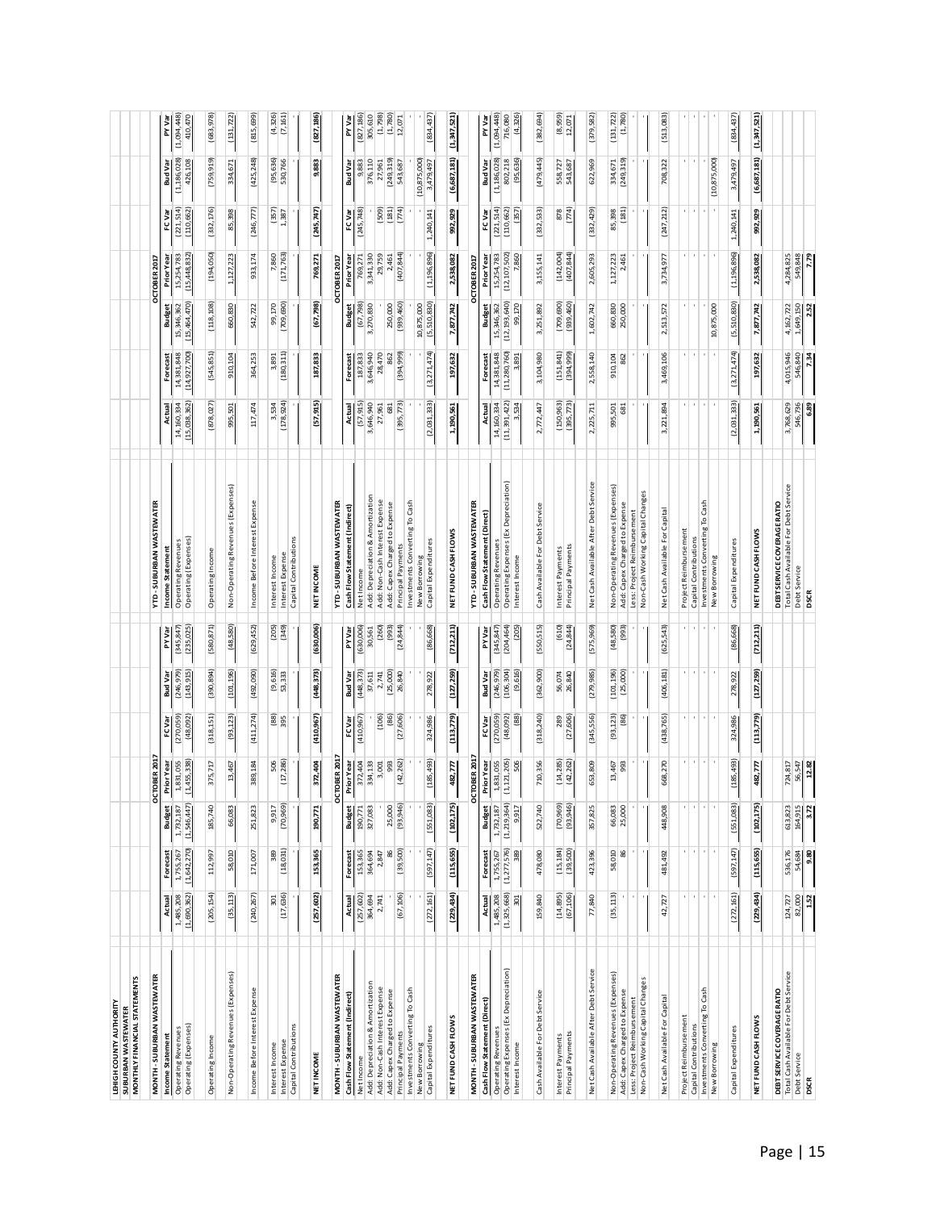LEHIGH COUNTY AUTHORITY
SUBURBAN WASTEWATER
MONTHLY FINANCIAL STATEMENTS

| MONTH - SUBURBAN WASTEWATER | | | OCTOBER 2017 | | | | |
|---|---|---|---|---|---|---|---|
| **Income Statement** | **Actual** | **Forecast** | **Budget** | **Prior Year** | **FC Var** | **Bud Var** | **PY Var** |
| Operating Revenues | 1,485,208 | 1,755,267 | 1,732,187 | 1,831,055 | (270,059) | (246,979) | (345,847) |
| Operating (Expenses) | (1,690,362) | (1,642,270) | (1,546,447) | (1,455,338) | (48,092) | (143,915) | (235,025) |
| Operating Income | (205,154) | 112,997 | 185,740 | 375,717 | (318,151) | (390,894) | (580,871) |
| Non-Operating Revenues (Expenses) | (35,113) | 58,010 | 66,083 | 13,467 | (93,123) | (101,196) | (48,580) |
| Income Before Interest Expense | (240,267) | 171,007 | 251,823 | 389,184 | (411,274) | (492,090) | (629,452) |
| Interest Income | 301 | 389 | 9,917 | 506 | (88) | (9,616) | (205) |
| Interest Expense | (17,636) | (18,031) | (70,969) | (17,286) | 395 | 53,333 | (349) |
| Capital Contributions | - | - | - | - | - | - | - |
| **NET INCOME** | **(257,602)** | **153,365** | **190,771** | **372,404** | **(410,967)** | **(448,373)** | **(630,006)** |

| MONTH - SUBURBAN WASTEWATER | | | OCTOBER 2017 | | | | |
|---|---|---|---|---|---|---|---|
| **Cash Flow Statement (Indirect)** | **Actual** | **Forecast** | **Budget** | **Prior Year** | **FC Var** | **Bud Var** | **PY Var** |
| Net Income | (257,602) | 153,365 | 190,771 | 372,404 | (410,967) | (448,373) | (630,006) |
| Add: Depreciation & Amortization | 364,694 | 364,694 | 327,083 | 334,133 | - | 37,611 | 30,561 |
| Add: Non-Cash Interest Expense | 2,741 | 2,847 | - | 3,001 | (106) | 2,741 | (260) |
| Add: Capex Charged to Expense | - | 86 | 25,000 | 993 | (86) | (25,000) | (993) |
| Principal Payments | (67,106) | (39,500) | (93,946) | (42,262) | (27,606) | 26,840 | (24,844) |
| Investments Converting To Cash | - | - | - | - | - | - | - |
| New Borrowing | - | - | - | - | - | - | - |
| Capital Expenditures | (272,161) | (597,147) | (551,083) | (185,493) | 324,986 | 278,922 | (86,668) |
| **NET FUND CASH FLOWS** | **(229,434)** | **(115,655)** | **(102,175)** | **482,777** | **(113,779)** | **(127,259)** | **(712,211)** |

| MONTH - SUBURBAN WASTEWATER | | | OCTOBER 2017 | | | | |
|---|---|---|---|---|---|---|---|
| **Cash Flow Statement (Direct)** | **Actual** | **Forecast** | **Budget** | **Prior Year** | **FC Var** | **Bud Var** | **PY Var** |
| Operating Revenues | 1,485,208 | 1,755,267 | 1,732,187 | 1,831,055 | (270,059) | (246,979) | (345,847) |
| Operating Expenses (Ex Depreciation) | (1,325,668) | (1,277,576) | (1,219,364) | (1,121,205) | (48,092) | (106,304) | (204,464) |
| Interest Income | 301 | 389 | 9,917 | 506 | (88) | (9,616) | (205) |
| Cash Available For Debt Service | 159,840 | 478,080 | 522,740 | 710,356 | (318,240) | (362,900) | (550,515) |
| Interest Payments | (14,895) | (15,184) | (70,969) | (14,285) | 289 | 56,074 | (610) |
| Principal Payments | (67,106) | (39,500) | (93,946) | (42,262) | (27,606) | 26,840 | (24,844) |
| Net Cash Available After Debt Service | 77,840 | 423,396 | 357,825 | 653,809 | (345,556) | (279,985) | (575,969) |
| Non-Operating Revenues (Expenses) | (35,113) | 58,010 | 66,083 | 13,467 | (93,123) | (101,196) | (48,580) |
| Add: Capex Charged to Expense | - | 86 | 25,000 | 993 | (86) | (25,000) | (993) |
| Less: Project Reimbursement | - | - | - | - | - | - | - |
| Non-Cash Working Capital Changes | - | - | - | - | - | - | - |
| Net Cash Available For Capital | 42,727 | 481,492 | 448,908 | 668,270 | (438,765) | (406,181) | (625,543) |
| Project Reimbursement | - | - | - | - | - | - | - |
| Capital Contributions | - | - | - | - | - | - | - |
| Investments Converting To Cash | - | - | - | - | - | - | - |
| New Borrowing | - | - | - | - | - | - | - |
| Capital Expenditures | (272,161) | (597,147) | (551,083) | (185,493) | 324,986 | 278,922 | (86,668) |
| **NET FUND CASH FLOWS** | **(229,434)** | **(115,655)** | **(102,175)** | **482,777** | **(113,779)** | **(127,259)** | **(712,211)** |

| DEBT SERVICE COVERAGE RATIO | Actual | Forecast | Budget | Prior Year |
|---|---|---|---|---|
| Total Cash Available For Debt Service | 124,727 | 536,176 | 613,823 | 724,817 |
| Debt Service | 82,000 | 54,684 | 164,915 | 56,547 |
| **DSCR** | **1.52** | **9.80** | **3.72** | **12.82** |

| YTD - SUBURBAN WASTEWATER | | | OCTOBER 2017 | | | | |
|---|---|---|---|---|---|---|---|
| **Income Statement** | **Actual** | **Forecast** | **Budget** | **Prior Year** | **FC Var** | **Bud Var** | **PY Var** |
| Operating Revenues | 14,160,334 | 14,381,848 | 15,346,362 | 15,254,783 | (221,514) | (1,186,028) | (1,094,448) |
| Operating (Expenses) | (15,038,362) | (14,927,700) | (15,464,470) | (15,448,832) | (110,662) | 426,108 | 410,470 |
| Operating Income | (878,027) | (545,851) | (118,108) | (194,050) | (332,176) | (759,919) | (683,978) |
| Non-Operating Revenues (Expenses) | 995,501 | 910,104 | 660,830 | 1,127,223 | 85,398 | 334,671 | (131,722) |
| Income Before Interest Expense | 117,474 | 364,253 | 542,722 | 933,174 | (246,777) | (425,248) | (815,699) |
| Interest Income | 3,534 | 3,891 | 99,170 | 7,860 | (357) | (95,636) | (4,326) |
| Interest Expense | (178,924) | (180,311) | (709,690) | (171,763) | 1,387 | 530,766 | (7,161) |
| Capital Contributions | - | - | - | - | - | - | - |
| **NET INCOME** | **(57,915)** | **187,833** | **(67,798)** | **769,271** | **(245,747)** | **9,883** | **(827,186)** |

| YTD - SUBURBAN WASTEWATER | | | OCTOBER 2017 | | | | |
|---|---|---|---|---|---|---|---|
| **Cash Flow Statement (Indirect)** | **Actual** | **Forecast** | **Budget** | **Prior Year** | **FC Var** | **Bud Var** | **PY Var** |
| Net Income | (57,915) | 187,833 | (67,798) | 769,271 | (245,748) | 9,883 | (827,186) |
| Add: Depreciation & Amortization | 3,646,940 | 3,646,940 | 3,270,830 | 3,341,330 | - | 376,110 | 305,610 |
| Add: Non-Cash Interest Expense | 27,961 | 28,470 | - | 29,759 | (509) | 27,961 | (1,798) |
| Add: Capex Charged to Expense | 681 | 862 | 250,000 | 2,461 | (181) | (249,319) | (1,780) |
| Principal Payments | (395,773) | (394,999) | (939,460) | (407,844) | (774) | 543,687 | 12,071 |
| Investments Converting To Cash | - | - | - | - | - | - | - |
| New Borrowing | - | - | 10,875,000 | - | - | (10,875,000) | - |
| Capital Expenditures | (2,031,333) | (3,271,474) | (5,510,830) | (1,196,896) | 1,240,141 | 3,479,497 | (834,437) |
| **NET FUND CASH FLOWS** | **1,190,561** | **197,632** | **7,877,742** | **2,538,082** | **992,929** | **(6,687,181)** | **(1,347,521)** |

| YTD - SUBURBAN WASTEWATER | | | OCTOBER 2017 | | | | |
|---|---|---|---|---|---|---|---|
| **Cash Flow Statement (Direct)** | **Actual** | **Forecast** | **Budget** | **Prior Year** | **FC Var** | **Bud Var** | **PY Var** |
| Operating Revenues | 14,160,334 | 14,381,848 | 15,346,362 | 15,254,783 | (221,514) | (1,186,028) | (1,094,448) |
| Operating Expenses (Ex Depreciation) | (11,391,422) | (11,280,760) | (12,193,640) | (12,107,502) | (110,662) | 802,218 | 716,080 |
| Interest Income | 3,534 | 3,891 | 99,170 | 7,860 | (357) | (95,636) | (4,326) |
| Cash Available For Debt Service | 2,772,447 | 3,104,980 | 3,251,892 | 3,155,141 | (332,533) | (479,445) | (382,694) |
| Interest Payments | (150,963) | (151,841) | (709,690) | (142,004) | 878 | 558,727 | (8,959) |
| Principal Payments | (395,773) | (394,999) | (939,460) | (407,844) | (774) | 543,687 | 12,071 |
| Net Cash Available After Debt Service | 2,225,711 | 2,558,140 | 1,602,742 | 2,605,293 | (332,429) | 622,969 | (379,582) |
| Non-Operating Revenues (Expenses) | 995,501 | 910,104 | 660,830 | 1,127,223 | 85,398 | 334,671 | (131,722) |
| Add: Capex Charged to Expense | 681 | 862 | 250,000 | 2,461 | (181) | (249,319) | (1,780) |
| Less: Project Reimbursement | - | - | - | - | - | - | - |
| Non-Cash Working Capital Changes | - | - | - | - | - | - | - |
| Net Cash Available For Capital | 3,221,894 | 3,469,106 | 2,513,572 | 3,734,977 | (247,212) | 708,322 | (513,083) |
| Project Reimbursement | - | - | - | - | - | - | - |
| Capital Contributions | - | - | - | - | - | - | - |
| Investments Converting To Cash | - | - | - | - | - | - | - |
| New Borrowing | - | - | 10,875,000 | - | - | (10,875,000) | - |
| Capital Expenditures | (2,031,333) | (3,271,474) | (5,510,830) | (1,196,896) | 1,240,141 | 3,479,497 | (834,437) |
| **NET FUND CASH FLOWS** | **1,190,561** | **197,632** | **7,877,742** | **2,538,082** | **992,929** | **(6,687,181)** | **(1,347,521)** |

| DEBT SERVICE COVERAGE RATIO | Actual | Forecast | Budget | Prior Year |
|---|---|---|---|---|
| Total Cash Available For Debt Service | 3,768,629 | 4,015,946 | 4,162,722 | 4,284,825 |
| Debt Service | 546,736 | 546,840 | 1,649,150 | 549,848 |
| **DSCR** | **6.89** | **7.34** | **2.52** | **7.79** |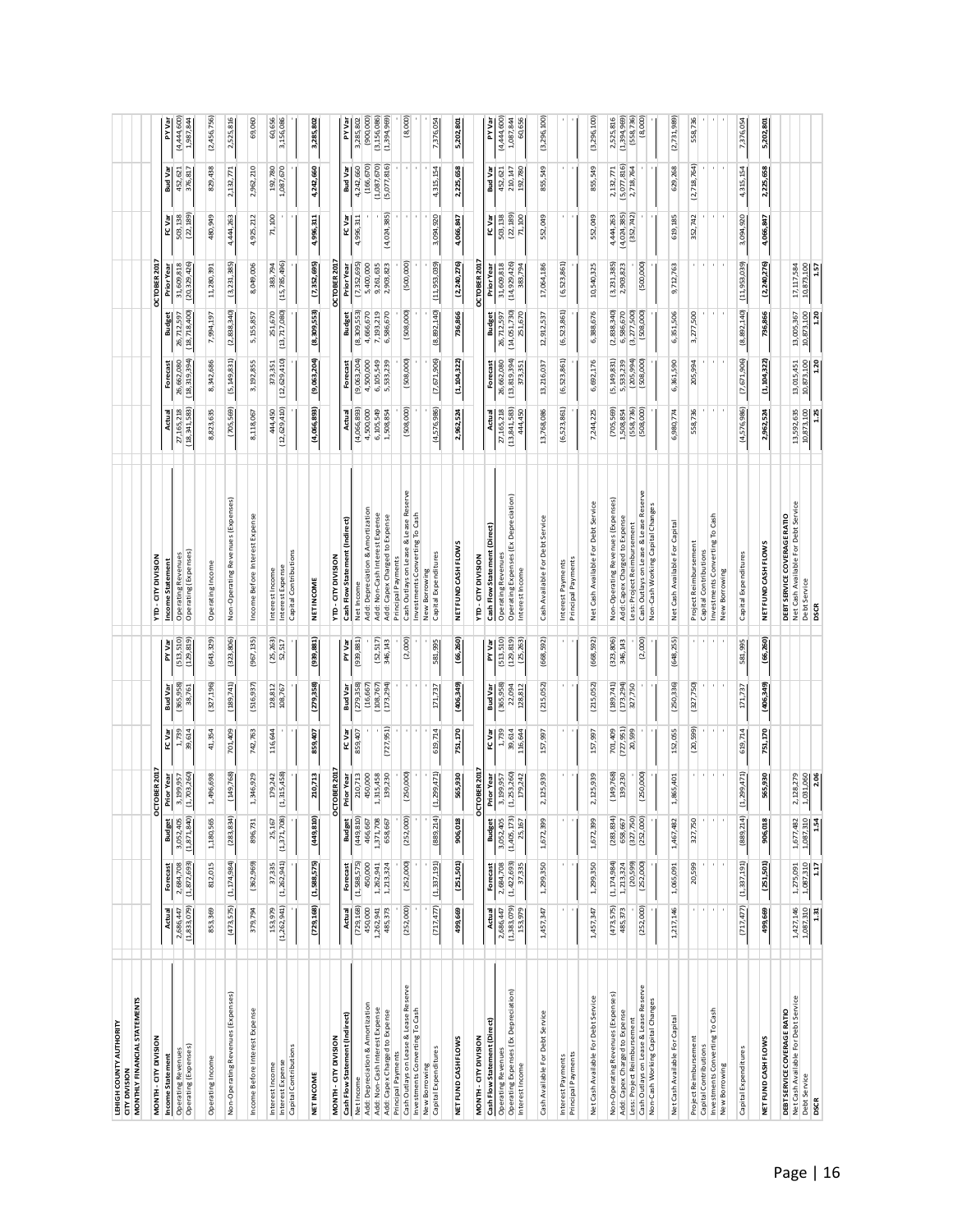**LEHIGH COUNTY AUTHORITY**
**CITY DIVISION**
**MONTHLY FINANCIAL STATEMENTS**

| MONTH - CITY DIVISION | OCTOBER 2017 | | | | | | |
|---|---|---|---|---|---|---|---|
| **Income Statement** | **Actual** | **Forecast** | **Budget** | **Prior Year** | **FC Var** | **Bud Var** | **PY Var** |
| Operating Revenues | 2,686,447 | 2,684,708 | 3,052,405 | 3,199,957 | 1,739 | (365,958) | (513,510) |
| Operating (Expenses) | (1,833,079) | (1,872,693) | (1,871,840) | (1,703,260) | 39,614 | 38,761 | (129,819) |
| Operating Income | 853,369 | 812,015 | 1,180,565 | 1,496,698 | 41,354 | (327,196) | (643,329) |
| Non-Operating Revenues (Expenses) | (473,575) | (1,174,984) | (283,834) | (149,768) | 701,409 | (189,741) | (323,806) |
| Income Before Interest Expense | 379,794 | (362,969) | 896,731 | 1,346,929 | 742,763 | (516,937) | (967,135) |
| Interest Income | 153,979 | 37,335 | 25,167 | 179,242 | 116,644 | 128,812 | (25,263) |
| Interest Expense | (1,262,941) | (1,262,941) | (1,371,708) | (1,315,458) | - | 108,767 | 52,517 |
| Capital Contributions | - | - | - | - | - | - | - |
| **NET INCOME** | **(729,168)** | **(1,588,575)** | **(449,810)** | **210,713** | **859,407** | **(279,358)** | **(939,881)** |

| MONTH - CITY DIVISION | OCTOBER 2017 | | | | | | |
|---|---|---|---|---|---|---|---|
| **Cash Flow Statement (Indirect)** | **Actual** | **Forecast** | **Budget** | **Prior Year** | **FC Var** | **Bud Var** | **PY Var** |
| Net Income | (729,168) | (1,588,575) | (449,810) | 210,713 | 859,407 | (279,358) | (939,881) |
| Add: Depreciation & Amortization | 450,000 | 450,000 | 466,667 | 450,000 | - | (16,667) | - |
| Add: Non-Cash Interest Expense | 1,262,941 | 1,262,941 | 1,371,708 | 1,315,458 | - | (108,767) | (52,517) |
| Add: Capex Charged to Expense | 485,373 | 1,213,324 | 658,667 | 139,230 | (727,951) | (173,294) | 346,143 |
| Principal Payments | - | - | - | - | - | - | - |
| Cash Outlays on Lease & Lease Reserve | (252,000) | (252,000) | (252,000) | (250,000) | - | - | (2,000) |
| Investments Converting To Cash | - | - | - | - | - | - | - |
| New Borrowing | - | - | - | - | - | - | - |
| Capital Expenditures | (717,477) | (1,337,191) | (889,214) | (1,299,471) | 619,714 | 171,737 | 581,995 |
| **NET FUND CASH FLOWS** | **499,669** | **(251,501)** | **906,018** | **565,930** | **751,170** | **(406,349)** | **(66,260)** |

| MONTH - CITY DIVISION | OCTOBER 2017 | | | | | | |
|---|---|---|---|---|---|---|---|
| **Cash Flow Statement (Direct)** | **Actual** | **Forecast** | **Budget** | **Prior Year** | **FC Var** | **Bud Var** | **PY Var** |
| Operating Revenues | 2,686,447 | 2,684,708 | 3,052,405 | 3,199,957 | 1,739 | (365,958) | (513,510) |
| Operating Expenses (Ex Depreciation) | (1,383,079) | (1,422,693) | (1,405,173) | (1,253,260) | 39,614 | 22,094 | (129,819) |
| Interest Income | 153,979 | 37,335 | 25,167 | 179,242 | 116,644 | 128,812 | (25,263) |
| Cash Available For Debt Service | 1,457,347 | 1,299,350 | 1,672,399 | 2,125,939 | 157,997 | (215,052) | (668,592) |
| Interest Payments | - | - | - | - | - | - | - |
| Principal Payments | - | - | - | - | - | - | - |
| Net Cash Available For Debt Service | 1,457,347 | 1,299,350 | 1,672,399 | 2,125,939 | 157,997 | (215,052) | (668,592) |
| Non-Operating Revenues (Expenses) | (473,575) | (1,174,984) | (283,834) | (149,768) | 701,409 | (189,741) | (323,806) |
| Add: Capex Charged to Expense | 485,373 | 1,213,324 | 658,667 | 139,230 | (727,951) | (173,294) | 346,143 |
| Less: Project Reimbursement | - | (20,599) | (327,750) | - | 20,599 | 327,750 | - |
| Cash Outlays on Lease & Lease Reserve | (252,000) | (252,000) | (252,000) | (250,000) | - | - | (2,000) |
| Non-Cash Working Capital Changes | - | - | - | - | - | - | - |
| Net Cash Available For Capital | 1,217,146 | 1,065,091 | 1,467,482 | 1,865,401 | 152,055 | (250,336) | (648,255) |
| Project Reimbursement | - | 20,599 | 327,750 | - | (20,599) | (327,750) | - |
| Capital Contributions | - | - | - | - | - | - | - |
| Investments Converting To Cash | - | - | - | - | - | - | - |
| New Borrowing | - | - | - | - | - | - | - |
| Capital Expenditures | (717,477) | (1,337,191) | (889,214) | (1,299,471) | 619,714 | 171,737 | 581,995 |
| **NET FUND CASH FLOWS** | **499,669** | **(251,501)** | **906,018** | **565,930** | **751,170** | **(406,349)** | **(66,260)** |

| **DEBT SERVICE COVERAGE RATIO** | | | | |
|---|---|---|---|---|
| Net Cash Available For Debt Service | 1,427,146 | 1,275,091 | 1,677,482 | 2,128,279 |
| Debt Service | 1,087,310 | 1,087,310 | 1,087,310 | 1,031,060 |
| **DSCR** | **1.31** | **1.17** | **1.54** | **2.06** |

| YTD - CITY DIVISION | OCTOBER 2017 | | | | | | |
|---|---|---|---|---|---|---|---|
| **Income Statement** | **Actual** | **Forecast** | **Budget** | **Prior Year** | **FC Var** | **Bud Var** | **PY Var** |
| Operating Revenues | 27,165,218 | 26,662,080 | 26,712,597 | 31,609,818 | 503,138 | 452,621 | (4,444,600) |
| Operating (Expenses) | (18,341,583) | (18,319,394) | (18,718,400) | (20,329,426) | (22,189) | 376,817 | 1,987,844 |
| Operating Income | 8,823,635 | 8,342,686 | 7,994,197 | 11,280,391 | 480,949 | 829,438 | (2,456,756) |
| Non-Operating Revenues (Expenses) | (705,569) | (5,149,831) | (2,838,340) | (3,231,385) | 4,444,263 | 2,132,771 | 2,525,816 |
| Income Before Interest Expense | 8,118,067 | 3,192,855 | 5,155,857 | 8,049,006 | 4,925,212 | 2,962,210 | 69,060 |
| Interest Income | 444,450 | 373,351 | 251,670 | 383,794 | 71,100 | 192,780 | 60,656 |
| Interest Expense | (12,629,410) | (12,629,410) | (13,717,080) | (15,785,496) | - | 1,087,670 | 3,156,086 |
| Capital Contributions | - | - | - | - | - | - | - |
| **NET INCOME** | **(4,066,893)** | **(9,063,204)** | **(8,309,553)** | **(7,352,695)** | **4,996,311** | **4,242,660** | **3,285,802** |

| YTD - CITY DIVISION | OCTOBER 2017 | | | | | | |
|---|---|---|---|---|---|---|---|
| **Cash Flow Statement (Indirect)** | **Actual** | **Forecast** | **Budget** | **Prior Year** | **FC Var** | **Bud Var** | **PY Var** |
| Net Income | (4,066,893) | (9,063,204) | (8,309,553) | (7,352,695) | 4,996,311 | 4,242,660 | 3,285,802 |
| Add: Depreciation & Amortization | 4,500,000 | 4,500,000 | 4,666,670 | 5,400,000 | - | (166,670) | (900,000) |
| Add: Non-Cash Interest Expense | 6,105,549 | 6,105,549 | 7,193,219 | 9,261,635 | - | (1,087,670) | (3,156,086) |
| Add: Capex Charged to Expense | 1,508,854 | 5,533,239 | 6,586,670 | 2,903,823 | (4,024,385) | (5,077,816) | (1,394,969) |
| Principal Payments | - | - | - | - | - | - | - |
| Cash Outlays on Lease & Lease Reserve | (508,000) | (508,000) | (508,000) | (500,000) | - | - | (8,000) |
| Investments Converting To Cash | - | - | - | - | - | - | - |
| New Borrowing | - | - | - | - | - | - | - |
| Capital Expenditures | (4,576,986) | (7,671,906) | (8,892,140) | (11,953,039) | 3,094,920 | 4,315,154 | 7,376,054 |
| **NET FUND CASH FLOWS** | **2,962,524** | **(1,104,322)** | **736,866** | **(2,240,276)** | **4,066,847** | **2,225,658** | **5,202,801** |

| YTD - CITY DIVISION | OCTOBER 2017 | | | | | | |
|---|---|---|---|---|---|---|---|
| **Cash Flow Statement (Direct)** | **Actual** | **Forecast** | **Budget** | **Prior Year** | **FC Var** | **Bud Var** | **PY Var** |
| Operating Revenues | 27,165,218 | 26,662,080 | 26,712,597 | 31,609,818 | 503,138 | 452,621 | (4,444,600) |
| Operating Expenses (Ex Depreciation) | (13,841,583) | (13,819,394) | (14,051,730) | (14,929,426) | (22,189) | 210,147 | 1,087,844 |
| Interest Income | 444,450 | 373,351 | 251,670 | 383,794 | 71,100 | 192,780 | 60,656 |
| Cash Available For Debt Service | 13,768,086 | 13,216,037 | 12,912,537 | 17,064,186 | 552,049 | 855,549 | (3,296,100) |
| Interest Payments | (6,523,861) | (6,523,861) | (6,523,861) | (6,523,861) | - | - | - |
| Principal Payments | - | - | - | - | - | - | - |
| Net Cash Available For Debt Service | 7,244,225 | 6,692,176 | 6,388,676 | 10,540,325 | 552,049 | 855,549 | (3,296,100) |
| Non-Operating Revenues (Expenses) | (705,569) | (5,149,831) | (2,838,340) | (3,231,385) | 4,444,263 | 2,132,771 | 2,525,816 |
| Add: Capex Charged to Expense | 1,508,854 | 5,533,239 | 6,586,670 | 2,903,823 | (4,024,385) | (5,077,816) | (1,394,969) |
| Less: Project Reimbursement | (558,736) | (205,994) | (3,277,500) | - | (352,742) | 2,718,764 | (558,736) |
| Cash Outlays on Lease & Lease Reserve | (508,000) | (508,000) | (508,000) | (500,000) | - | - | (8,000) |
| Non-Cash Working Capital Changes | - | - | - | - | - | - | - |
| Net Cash Available For Capital | 6,980,774 | 6,361,590 | 6,351,506 | 9,712,763 | 619,185 | 629,268 | (2,731,989) |
| Project Reimbursement | 558,736 | 205,994 | 3,277,500 | - | 352,742 | (2,718,764) | 558,736 |
| Capital Contributions | - | - | - | - | - | - | - |
| Investments Converting To Cash | - | - | - | - | - | - | - |
| New Borrowing | - | - | - | - | - | - | - |
| Capital Expenditures | (4,576,986) | (7,671,906) | (8,892,140) | (11,953,039) | 3,094,920 | 4,315,154 | 7,376,054 |
| **NET FUND CASH FLOWS** | **2,962,524** | **(1,104,322)** | **736,866** | **(2,240,276)** | **4,066,847** | **2,225,658** | **5,202,801** |

| **DEBT SERVICE COVERAGE RATIO** | | | | |
|---|---|---|---|---|
| Net Cash Available For Debt Service | 13,592,635 | 13,015,451 | 13,005,367 | 17,117,584 |
| Debt Service | 10,873,100 | 10,873,100 | 10,873,100 | 10,873,100 |
| **DSCR** | **1.25** | **1.20** | **1.20** | **1.57** |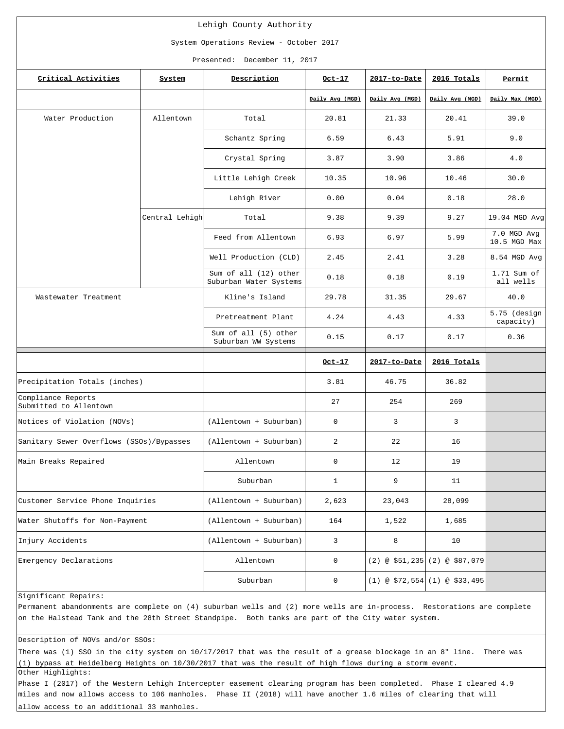# Lehigh County Authority

System Operations Review - October 2017

Presented: December 11, 2017

| Critical Activities | System | Description | Oct-17 | 2017-to-Date | 2016 Totals | Permit |
|---|---|---|---|---|---|---|
| | | | Daily Avg (MGD) | Daily Avg (MGD) | Daily Avg (MGD) | Daily Max (MGD) |
| Water Production | Allentown | Total | 20.81 | 21.33 | 20.41 | 39.0 |
| | | Schantz Spring | 6.59 | 6.43 | 5.91 | 9.0 |
| | | Crystal Spring | 3.87 | 3.90 | 3.86 | 4.0 |
| | | Little Lehigh Creek | 10.35 | 10.96 | 10.46 | 30.0 |
| | | Lehigh River | 0.00 | 0.04 | 0.18 | 28.0 |
| | Central Lehigh | Total | 9.38 | 9.39 | 9.27 | 19.04 MGD Avg |
| | | Feed from Allentown | 6.93 | 6.97 | 5.99 | 7.0 MGD Avg 10.5 MGD Max |
| | | Well Production (CLD) | 2.45 | 2.41 | 3.28 | 8.54 MGD Avg |
| | | Sum of all (12) other Suburban Water Systems | 0.18 | 0.18 | 0.19 | 1.71 Sum of all wells |
| Wastewater Treatment | | Kline's Island | 29.78 | 31.35 | 29.67 | 40.0 |
| | | Pretreatment Plant | 4.24 | 4.43 | 4.33 | 5.75 (design capacity) |
| | | Sum of all (5) other Suburban WW Systems | 0.15 | 0.17 | 0.17 | 0.36 |

| | | Oct-17 | 2017-to-Date | 2016 Totals |
|---|---|---|---|---|
| Precipitation Totals (inches) | | 3.81 | 46.75 | 36.82 |
| Compliance Reports Submitted to Allentown | | 27 | 254 | 269 |
| Notices of Violation (NOVs) | (Allentown + Suburban) | 0 | 3 | 3 |
| Sanitary Sewer Overflows (SSOs)/Bypasses | (Allentown + Suburban) | 2 | 22 | 16 |
| Main Breaks Repaired | Allentown | 0 | 12 | 19 |
| | Suburban | 1 | 9 | 11 |
| Customer Service Phone Inquiries | (Allentown + Suburban) | 2,623 | 23,043 | 28,099 |
| Water Shutoffs for Non-Payment | (Allentown + Suburban) | 164 | 1,522 | 1,685 |
| Injury Accidents | (Allentown + Suburban) | 3 | 8 | 10 |
| Emergency Declarations | Allentown | 0 | (2) @ $51,235 | (2) @ $87,079 |
| | Suburban | 0 | (1) @ $72,554 | (1) @ $33,495 |

Significant Repairs:

Permanent abandonments are complete on (4) suburban wells and (2) more wells are in-process. Restorations are complete on the Halstead Tank and the 28th Street Standpipe. Both tanks are part of the City water system.

Description of NOVs and/or SSOs:

There was (1) SSO in the city system on 10/17/2017 that was the result of a grease blockage in an 8" line. There was (1) bypass at Heidelberg Heights on 10/30/2017 that was the result of high flows during a storm event.

Other Highlights:

Phase I (2017) of the Western Lehigh Intercepter easement clearing program has been completed. Phase I cleared 4.9 miles and now allows access to 106 manholes. Phase II (2018) will have another 1.6 miles of clearing that will allow access to an additional 33 manholes.